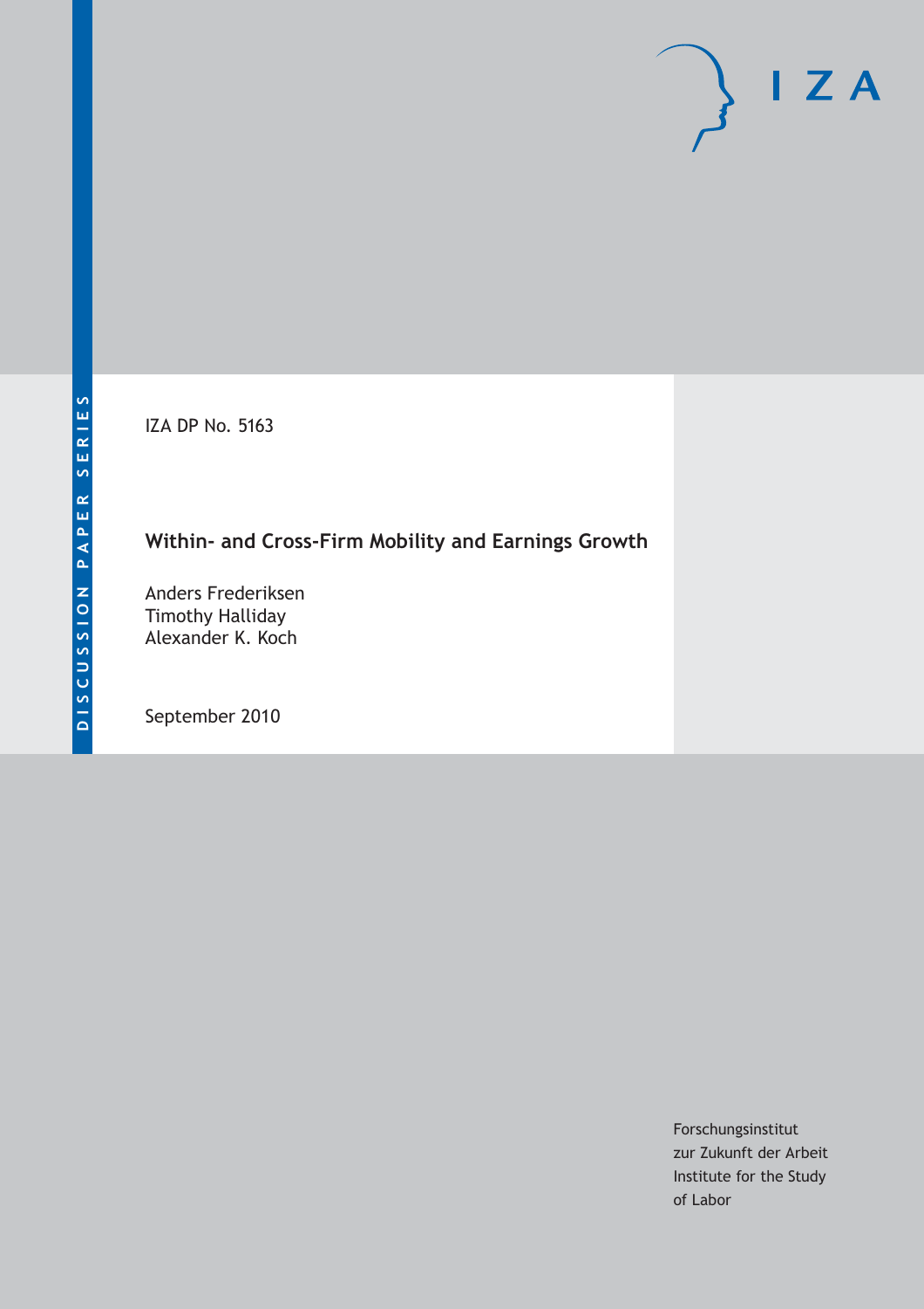IZA DP No. 5163

# Within- and Cross-Firm Mobility and Earnings Growth

Anders Frederiksen
Timothy Halliday
Alexander K. Koch

September 2010

Forschungsinstitut
zur Zukunft der Arbeit
Institute for the Study
of Labor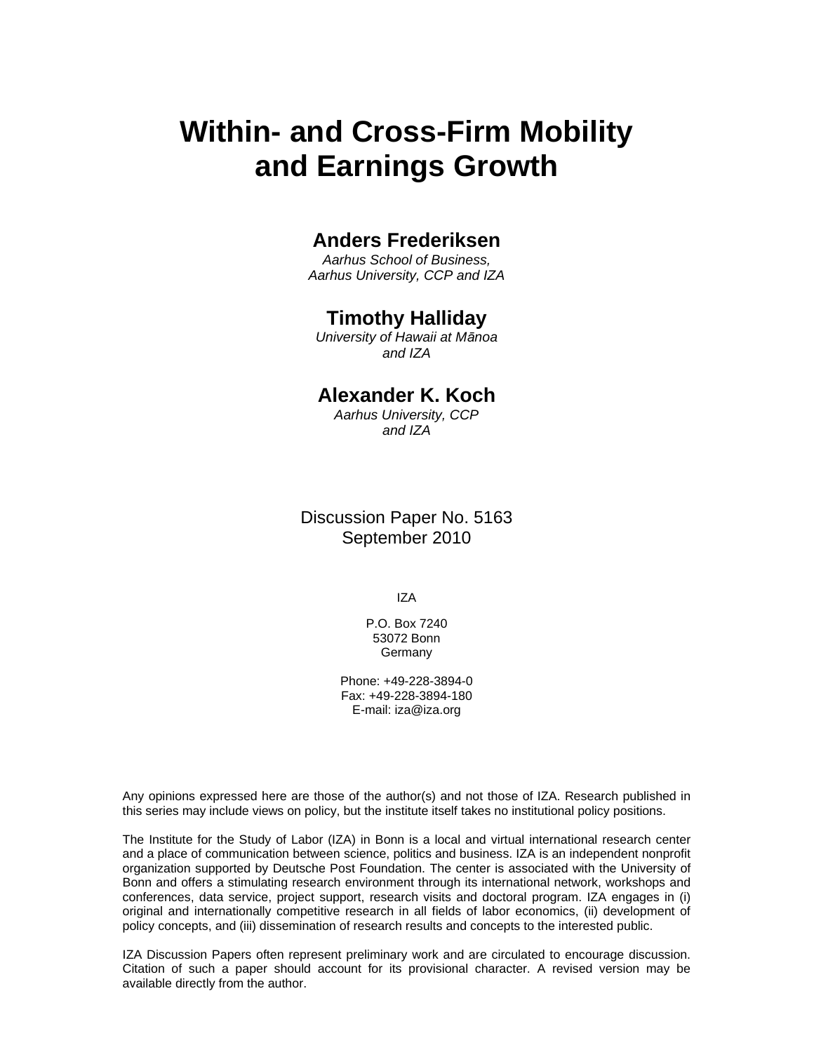# Within- and Cross-Firm Mobility and Earnings Growth

**Anders Frederiksen**
*Aarhus School of Business, Aarhus University, CCP and IZA*

**Timothy Halliday**
*University of Hawaii at Mānoa and IZA*

**Alexander K. Koch**
*Aarhus University, CCP and IZA*

Discussion Paper No. 5163
September 2010

IZA

P.O. Box 7240
53072 Bonn
Germany

Phone: +49-228-3894-0
Fax: +49-228-3894-180
E-mail: iza@iza.org

Any opinions expressed here are those of the author(s) and not those of IZA. Research published in this series may include views on policy, but the institute itself takes no institutional policy positions.

The Institute for the Study of Labor (IZA) in Bonn is a local and virtual international research center and a place of communication between science, politics and business. IZA is an independent nonprofit organization supported by Deutsche Post Foundation. The center is associated with the University of Bonn and offers a stimulating research environment through its international network, workshops and conferences, data service, project support, research visits and doctoral program. IZA engages in (i) original and internationally competitive research in all fields of labor economics, (ii) development of policy concepts, and (iii) dissemination of research results and concepts to the interested public.

IZA Discussion Papers often represent preliminary work and are circulated to encourage discussion. Citation of such a paper should account for its provisional character. A revised version may be available directly from the author.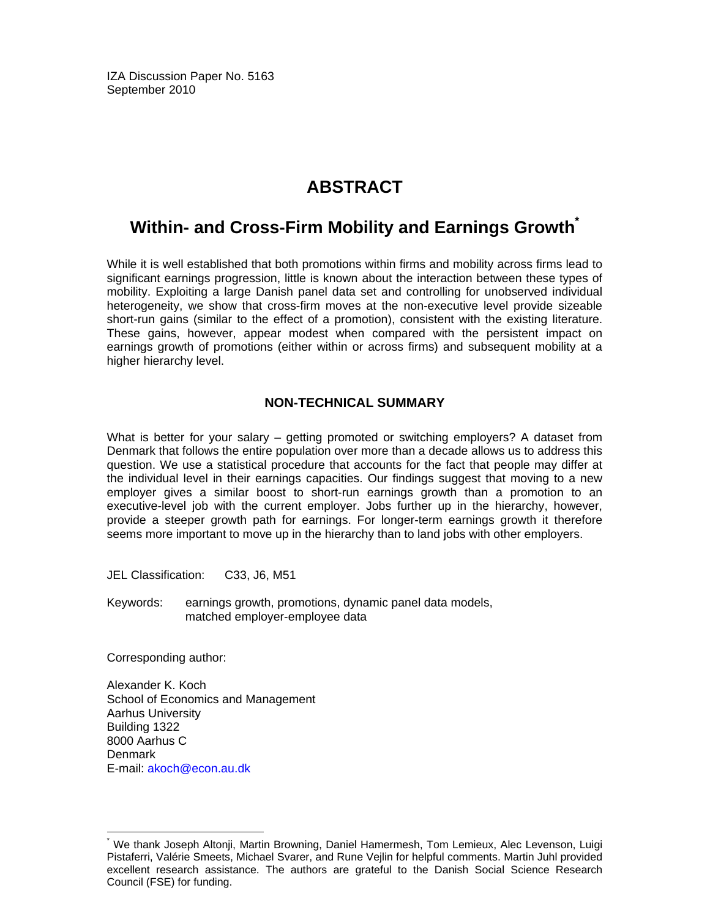IZA Discussion Paper No. 5163
September 2010

# ABSTRACT

## Within- and Cross-Firm Mobility and Earnings Growth*

While it is well established that both promotions within firms and mobility across firms lead to significant earnings progression, little is known about the interaction between these types of mobility. Exploiting a large Danish panel data set and controlling for unobserved individual heterogeneity, we show that cross-firm moves at the non-executive level provide sizeable short-run gains (similar to the effect of a promotion), consistent with the existing literature. These gains, however, appear modest when compared with the persistent impact on earnings growth of promotions (either within or across firms) and subsequent mobility at a higher hierarchy level.

### NON-TECHNICAL SUMMARY

What is better for your salary – getting promoted or switching employers? A dataset from Denmark that follows the entire population over more than a decade allows us to address this question. We use a statistical procedure that accounts for the fact that people may differ at the individual level in their earnings capacities. Our findings suggest that moving to a new employer gives a similar boost to short-run earnings growth than a promotion to an executive-level job with the current employer. Jobs further up in the hierarchy, however, provide a steeper growth path for earnings. For longer-term earnings growth it therefore seems more important to move up in the hierarchy than to land jobs with other employers.

JEL Classification: C33, J6, M51

Keywords: earnings growth, promotions, dynamic panel data models, matched employer-employee data

Corresponding author:

Alexander K. Koch
School of Economics and Management
Aarhus University
Building 1322
8000 Aarhus C
Denmark
E-mail: akoch@econ.au.dk

* We thank Joseph Altonji, Martin Browning, Daniel Hamermesh, Tom Lemieux, Alec Levenson, Luigi Pistaferri, Valérie Smeets, Michael Svarer, and Rune Vejlin for helpful comments. Martin Juhl provided excellent research assistance. The authors are grateful to the Danish Social Science Research Council (FSE) for funding.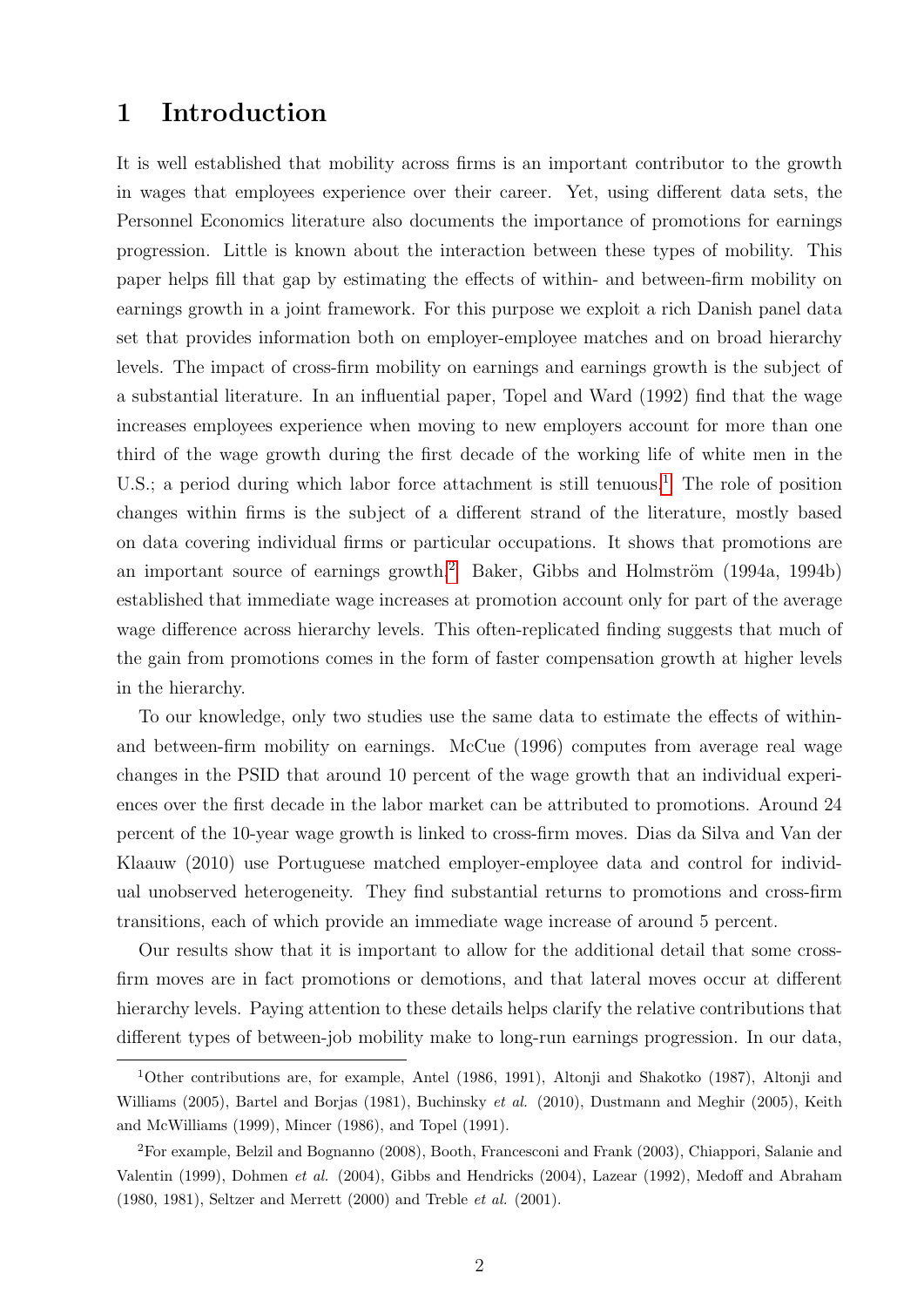# 1 Introduction

It is well established that mobility across firms is an important contributor to the growth in wages that employees experience over their career. Yet, using different data sets, the Personnel Economics literature also documents the importance of promotions for earnings progression. Little is known about the interaction between these types of mobility. This paper helps fill that gap by estimating the effects of within- and between-firm mobility on earnings growth in a joint framework. For this purpose we exploit a rich Danish panel data set that provides information both on employer-employee matches and on broad hierarchy levels. The impact of cross-firm mobility on earnings and earnings growth is the subject of a substantial literature. In an influential paper, Topel and Ward (1992) find that the wage increases employees experience when moving to new employers account for more than one third of the wage growth during the first decade of the working life of white men in the U.S.; a period during which labor force attachment is still tenuous.[1] The role of position changes within firms is the subject of a different strand of the literature, mostly based on data covering individual firms or particular occupations. It shows that promotions are an important source of earnings growth.[2] Baker, Gibbs and Holmström (1994a, 1994b) established that immediate wage increases at promotion account only for part of the average wage difference across hierarchy levels. This often-replicated finding suggests that much of the gain from promotions comes in the form of faster compensation growth at higher levels in the hierarchy.

To our knowledge, only two studies use the same data to estimate the effects of within- and between-firm mobility on earnings. McCue (1996) computes from average real wage changes in the PSID that around 10 percent of the wage growth that an individual experiences over the first decade in the labor market can be attributed to promotions. Around 24 percent of the 10-year wage growth is linked to cross-firm moves. Dias da Silva and Van der Klaauw (2010) use Portuguese matched employer-employee data and control for individual unobserved heterogeneity. They find substantial returns to promotions and cross-firm transitions, each of which provide an immediate wage increase of around 5 percent.

Our results show that it is important to allow for the additional detail that some cross-firm moves are in fact promotions or demotions, and that lateral moves occur at different hierarchy levels. Paying attention to these details helps clarify the relative contributions that different types of between-job mobility make to long-run earnings progression. In our data,

[1] Other contributions are, for example, Antel (1986, 1991), Altonji and Shakotko (1987), Altonji and Williams (2005), Bartel and Borjas (1981), Buchinsky *et al.* (2010), Dustmann and Meghir (2005), Keith and McWilliams (1999), Mincer (1986), and Topel (1991).

[2] For example, Belzil and Bognanno (2008), Booth, Francesconi and Frank (2003), Chiappori, Salanie and Valentin (1999), Dohmen *et al.* (2004), Gibbs and Hendricks (2004), Lazear (1992), Medoff and Abraham (1980, 1981), Seltzer and Merrett (2000) and Treble *et al.* (2001).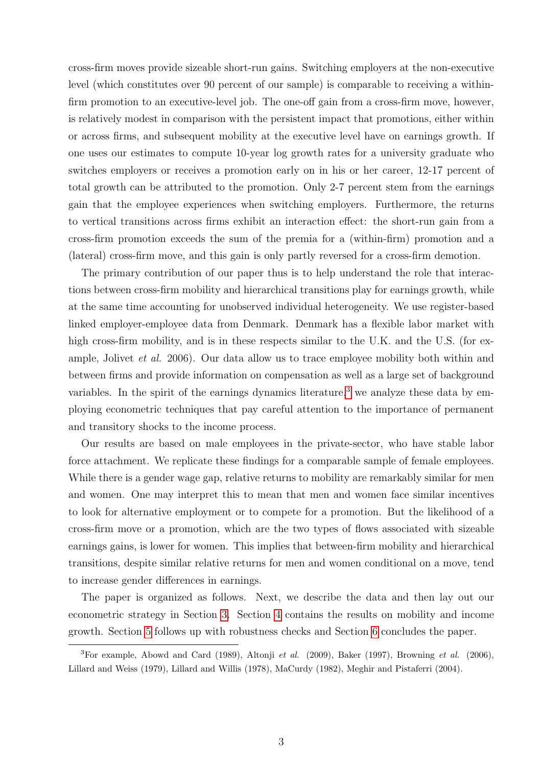cross-firm moves provide sizeable short-run gains. Switching employers at the non-executive level (which constitutes over 90 percent of our sample) is comparable to receiving a within-firm promotion to an executive-level job. The one-off gain from a cross-firm move, however, is relatively modest in comparison with the persistent impact that promotions, either within or across firms, and subsequent mobility at the executive level have on earnings growth. If one uses our estimates to compute 10-year log growth rates for a university graduate who switches employers or receives a promotion early on in his or her career, 12-17 percent of total growth can be attributed to the promotion. Only 2-7 percent stem from the earnings gain that the employee experiences when switching employers. Furthermore, the returns to vertical transitions across firms exhibit an interaction effect: the short-run gain from a cross-firm promotion exceeds the sum of the premia for a (within-firm) promotion and a (lateral) cross-firm move, and this gain is only partly reversed for a cross-firm demotion.

The primary contribution of our paper thus is to help understand the role that interactions between cross-firm mobility and hierarchical transitions play for earnings growth, while at the same time accounting for unobserved individual heterogeneity. We use register-based linked employer-employee data from Denmark. Denmark has a flexible labor market with high cross-firm mobility, and is in these respects similar to the U.K. and the U.S. (for example, Jolivet *et al.* 2006). Our data allow us to trace employee mobility both within and between firms and provide information on compensation as well as a large set of background variables. In the spirit of the earnings dynamics literature,[3] we analyze these data by employing econometric techniques that pay careful attention to the importance of permanent and transitory shocks to the income process.

Our results are based on male employees in the private-sector, who have stable labor force attachment. We replicate these findings for a comparable sample of female employees. While there is a gender wage gap, relative returns to mobility are remarkably similar for men and women. One may interpret this to mean that men and women face similar incentives to look for alternative employment or to compete for a promotion. But the likelihood of a cross-firm move or a promotion, which are the two types of flows associated with sizeable earnings gains, is lower for women. This implies that between-firm mobility and hierarchical transitions, despite similar relative returns for men and women conditional on a move, tend to increase gender differences in earnings.

The paper is organized as follows. Next, we describe the data and then lay out our econometric strategy in Section 3. Section 4 contains the results on mobility and income growth. Section 5 follows up with robustness checks and Section 6 concludes the paper.

[3]For example, Abowd and Card (1989), Altonji *et al.* (2009), Baker (1997), Browning *et al.* (2006), Lillard and Weiss (1979), Lillard and Willis (1978), MaCurdy (1982), Meghir and Pistaferri (2004).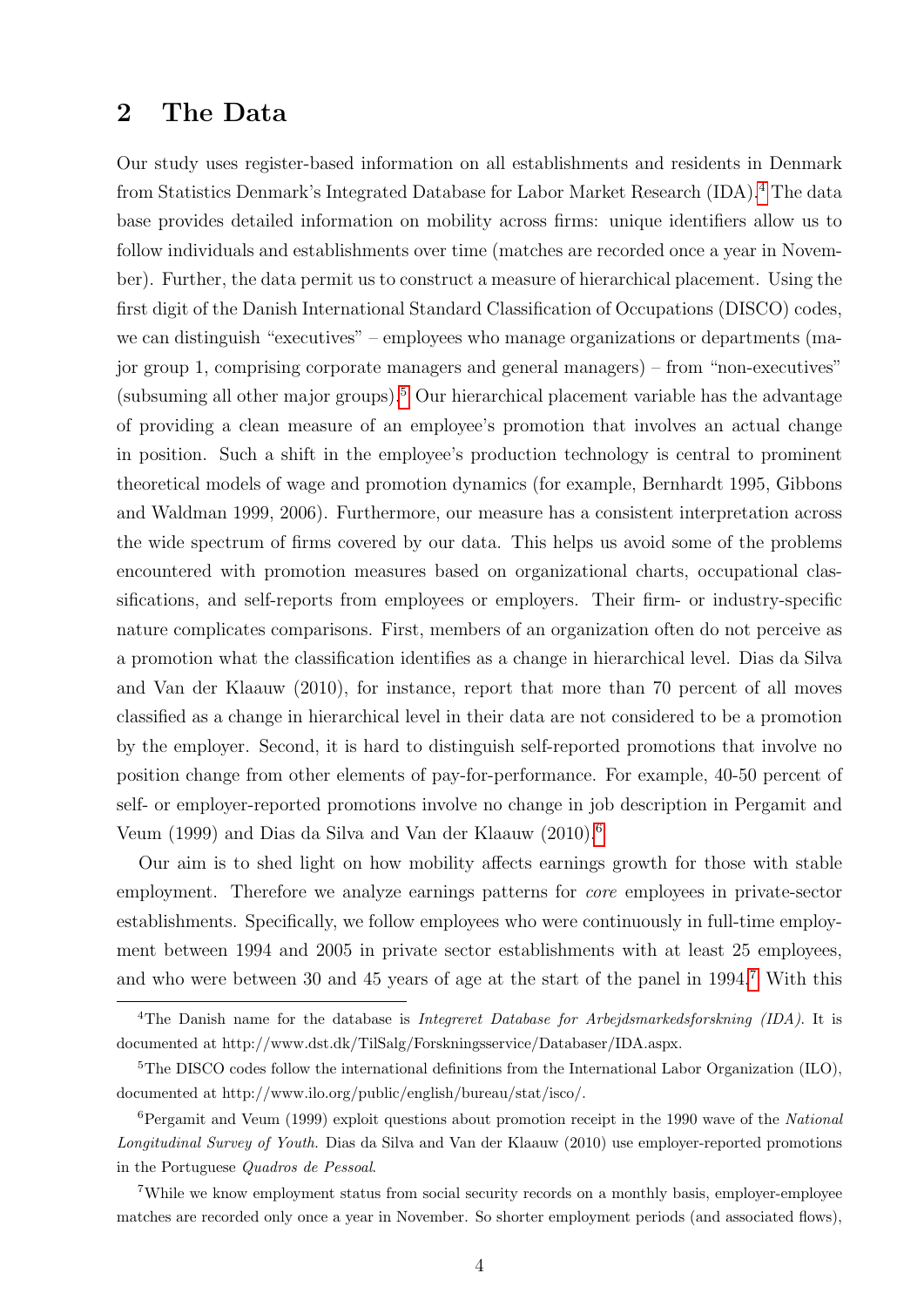## 2 The Data

Our study uses register-based information on all establishments and residents in Denmark from Statistics Denmark's Integrated Database for Labor Market Research (IDA).[4] The data base provides detailed information on mobility across firms: unique identifiers allow us to follow individuals and establishments over time (matches are recorded once a year in November). Further, the data permit us to construct a measure of hierarchical placement. Using the first digit of the Danish International Standard Classification of Occupations (DISCO) codes, we can distinguish "executives" – employees who manage organizations or departments (major group 1, comprising corporate managers and general managers) – from "non-executives" (subsuming all other major groups).[5] Our hierarchical placement variable has the advantage of providing a clean measure of an employee's promotion that involves an actual change in position. Such a shift in the employee's production technology is central to prominent theoretical models of wage and promotion dynamics (for example, Bernhardt 1995, Gibbons and Waldman 1999, 2006). Furthermore, our measure has a consistent interpretation across the wide spectrum of firms covered by our data. This helps us avoid some of the problems encountered with promotion measures based on organizational charts, occupational classifications, and self-reports from employees or employers. Their firm- or industry-specific nature complicates comparisons. First, members of an organization often do not perceive as a promotion what the classification identifies as a change in hierarchical level. Dias da Silva and Van der Klaauw (2010), for instance, report that more than 70 percent of all moves classified as a change in hierarchical level in their data are not considered to be a promotion by the employer. Second, it is hard to distinguish self-reported promotions that involve no position change from other elements of pay-for-performance. For example, 40-50 percent of self- or employer-reported promotions involve no change in job description in Pergamit and Veum (1999) and Dias da Silva and Van der Klaauw (2010).[6]

Our aim is to shed light on how mobility affects earnings growth for those with stable employment. Therefore we analyze earnings patterns for *core* employees in private-sector establishments. Specifically, we follow employees who were continuously in full-time employment between 1994 and 2005 in private sector establishments with at least 25 employees, and who were between 30 and 45 years of age at the start of the panel in 1994.[7] With this

[4] The Danish name for the database is *Integreret Database for Arbejdsmarkedsforskning (IDA)*. It is documented at http://www.dst.dk/TilSalg/Forskningsservice/Databaser/IDA.aspx.

[5] The DISCO codes follow the international definitions from the International Labor Organization (ILO), documented at http://www.ilo.org/public/english/bureau/stat/isco/.

[6] Pergamit and Veum (1999) exploit questions about promotion receipt in the 1990 wave of the *National Longitudinal Survey of Youth*. Dias da Silva and Van der Klaauw (2010) use employer-reported promotions in the Portuguese *Quadros de Pessoal*.

[7] While we know employment status from social security records on a monthly basis, employer-employee matches are recorded only once a year in November. So shorter employment periods (and associated flows),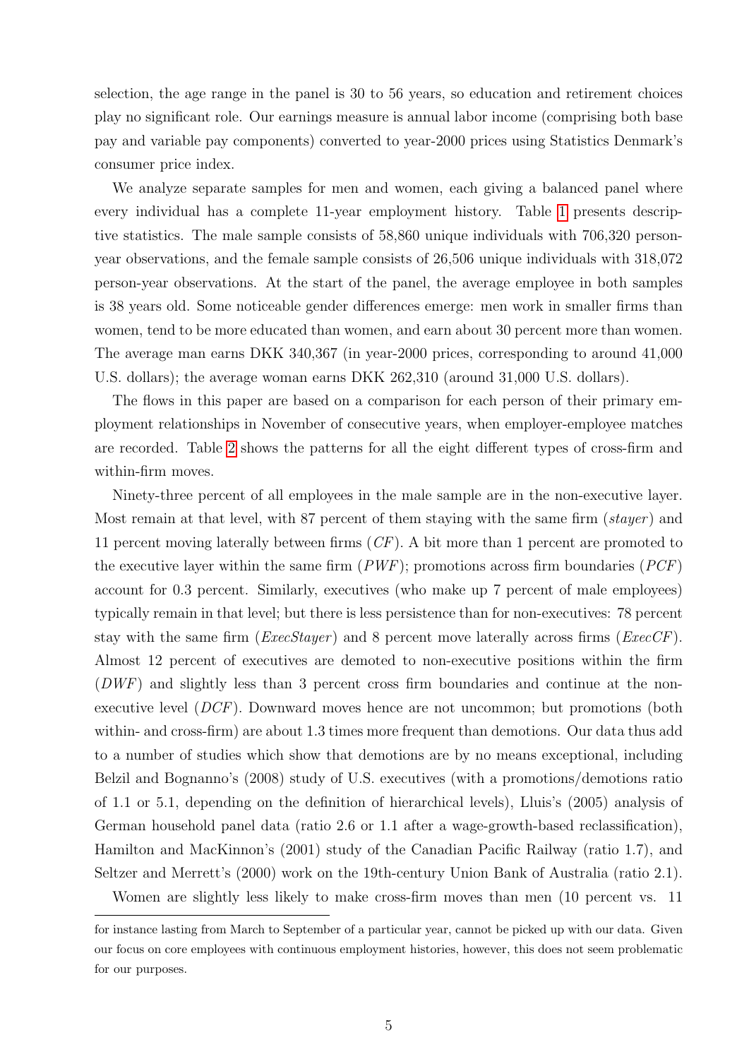selection, the age range in the panel is 30 to 56 years, so education and retirement choices play no significant role. Our earnings measure is annual labor income (comprising both base pay and variable pay components) converted to year-2000 prices using Statistics Denmark's consumer price index.

We analyze separate samples for men and women, each giving a balanced panel where every individual has a complete 11-year employment history. Table 1 presents descriptive statistics. The male sample consists of 58,860 unique individuals with 706,320 person-year observations, and the female sample consists of 26,506 unique individuals with 318,072 person-year observations. At the start of the panel, the average employee in both samples is 38 years old. Some noticeable gender differences emerge: men work in smaller firms than women, tend to be more educated than women, and earn about 30 percent more than women. The average man earns DKK 340,367 (in year-2000 prices, corresponding to around 41,000 U.S. dollars); the average woman earns DKK 262,310 (around 31,000 U.S. dollars).

The flows in this paper are based on a comparison for each person of their primary employment relationships in November of consecutive years, when employer-employee matches are recorded. Table 2 shows the patterns for all the eight different types of cross-firm and within-firm moves.

Ninety-three percent of all employees in the male sample are in the non-executive layer. Most remain at that level, with 87 percent of them staying with the same firm (*stayer*) and 11 percent moving laterally between firms (*CF*). A bit more than 1 percent are promoted to the executive layer within the same firm (*PWF*); promotions across firm boundaries (*PCF*) account for 0.3 percent. Similarly, executives (who make up 7 percent of male employees) typically remain in that level; but there is less persistence than for non-executives: 78 percent stay with the same firm (*ExecStayer*) and 8 percent move laterally across firms (*ExecCF*). Almost 12 percent of executives are demoted to non-executive positions within the firm (*DWF*) and slightly less than 3 percent cross firm boundaries and continue at the non-executive level (*DCF*). Downward moves hence are not uncommon; but promotions (both within- and cross-firm) are about 1.3 times more frequent than demotions. Our data thus add to a number of studies which show that demotions are by no means exceptional, including Belzil and Bognanno's (2008) study of U.S. executives (with a promotions/demotions ratio of 1.1 or 5.1, depending on the definition of hierarchical levels), Lluis's (2005) analysis of German household panel data (ratio 2.6 or 1.1 after a wage-growth-based reclassification), Hamilton and MacKinnon's (2001) study of the Canadian Pacific Railway (ratio 1.7), and Seltzer and Merrett's (2000) work on the 19th-century Union Bank of Australia (ratio 2.1).

Women are slightly less likely to make cross-firm moves than men (10 percent vs. 11

---

for instance lasting from March to September of a particular year, cannot be picked up with our data. Given our focus on core employees with continuous employment histories, however, this does not seem problematic for our purposes.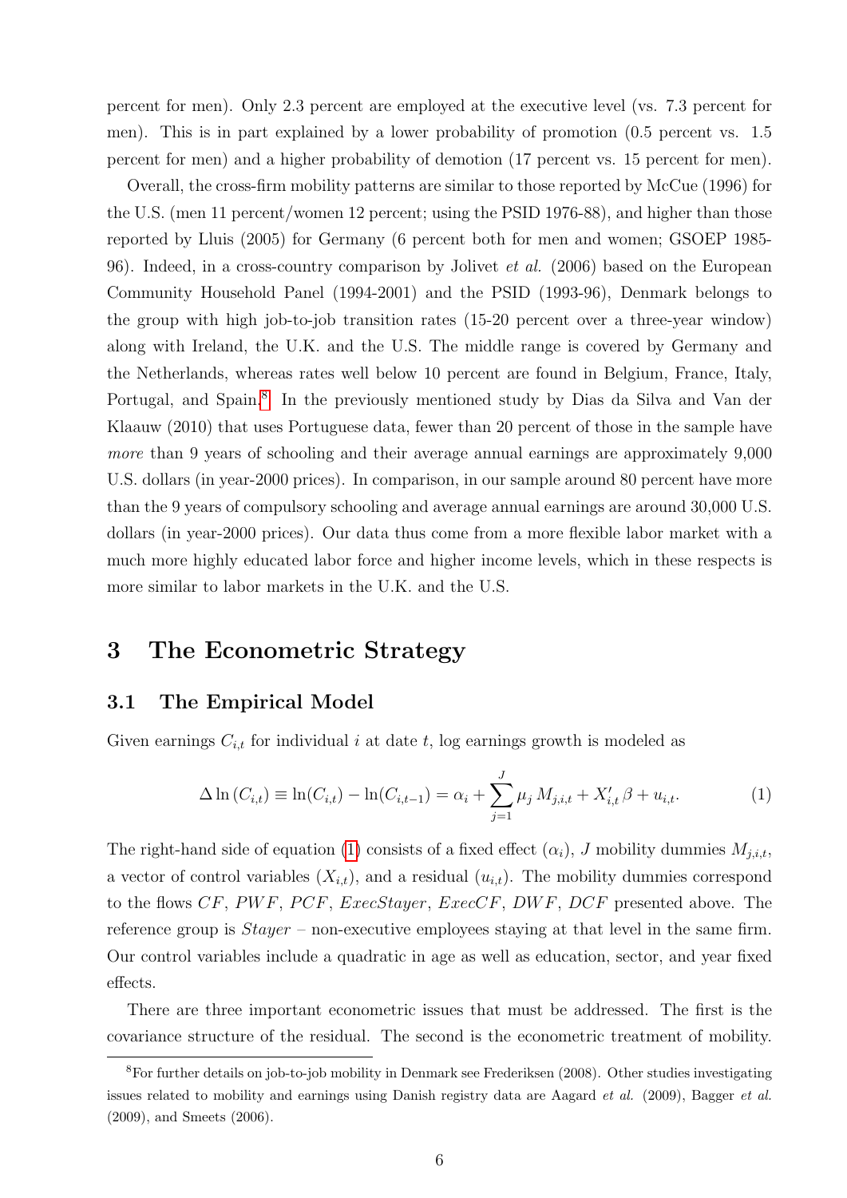percent for men). Only 2.3 percent are employed at the executive level (vs. 7.3 percent for men). This is in part explained by a lower probability of promotion (0.5 percent vs. 1.5 percent for men) and a higher probability of demotion (17 percent vs. 15 percent for men).

Overall, the cross-firm mobility patterns are similar to those reported by McCue (1996) for the U.S. (men 11 percent/women 12 percent; using the PSID 1976-88), and higher than those reported by Lluis (2005) for Germany (6 percent both for men and women; GSOEP 1985-96). Indeed, in a cross-country comparison by Jolivet *et al.* (2006) based on the European Community Household Panel (1994-2001) and the PSID (1993-96), Denmark belongs to the group with high job-to-job transition rates (15-20 percent over a three-year window) along with Ireland, the U.K. and the U.S. The middle range is covered by Germany and the Netherlands, whereas rates well below 10 percent are found in Belgium, France, Italy, Portugal, and Spain.[8] In the previously mentioned study by Dias da Silva and Van der Klaauw (2010) that uses Portuguese data, fewer than 20 percent of those in the sample have *more* than 9 years of schooling and their average annual earnings are approximately 9,000 U.S. dollars (in year-2000 prices). In comparison, in our sample around 80 percent have more than the 9 years of compulsory schooling and average annual earnings are around 30,000 U.S. dollars (in year-2000 prices). Our data thus come from a more flexible labor market with a much more highly educated labor force and higher income levels, which in these respects is more similar to labor markets in the U.K. and the U.S.

# 3 The Econometric Strategy

## 3.1 The Empirical Model

Given earnings $C_{i,t}$ for individual $i$ at date $t$, log earnings growth is modeled as

$$\Delta \ln(C_{i,t}) \equiv \ln(C_{i,t}) - \ln(C_{i,t-1}) = \alpha_i + \sum_{j=1}^{J} \mu_j \, M_{j,i,t} + X'_{i,t} \, \beta + u_{i,t}. \tag{1}$$

The right-hand side of equation (1) consists of a fixed effect ($\alpha_i$), $J$ mobility dummies $M_{j,i,t}$, a vector of control variables ($X_{i,t}$), and a residual ($u_{i,t}$). The mobility dummies correspond to the flows $CF$, $PWF$, $PCF$, $ExecStayer$, $ExecCF$, $DWF$, $DCF$ presented above. The reference group is $Stayer$ – non-executive employees staying at that level in the same firm. Our control variables include a quadratic in age as well as education, sector, and year fixed effects.

There are three important econometric issues that must be addressed. The first is the covariance structure of the residual. The second is the econometric treatment of mobility.

[8] For further details on job-to-job mobility in Denmark see Frederiksen (2008). Other studies investigating issues related to mobility and earnings using Danish registry data are Aagard *et al.* (2009), Bagger *et al.* (2009), and Smeets (2006).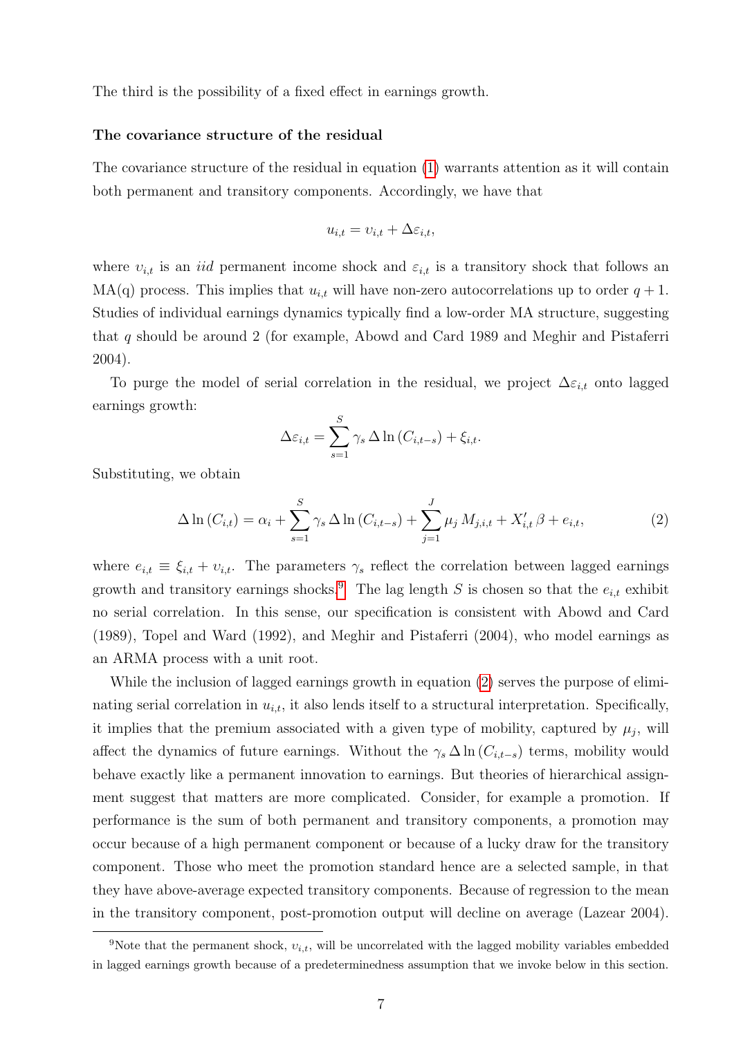The third is the possibility of a fixed effect in earnings growth.

**The covariance structure of the residual**

The covariance structure of the residual in equation (1) warrants attention as it will contain both permanent and transitory components. Accordingly, we have that

$$u_{i,t} = \upsilon_{i,t} + \Delta\varepsilon_{i,t},$$

where $\upsilon_{i,t}$ is an *iid* permanent income shock and $\varepsilon_{i,t}$ is a transitory shock that follows an MA(q) process. This implies that $u_{i,t}$ will have non-zero autocorrelations up to order $q+1$. Studies of individual earnings dynamics typically find a low-order MA structure, suggesting that $q$ should be around 2 (for example, Abowd and Card 1989 and Meghir and Pistaferri 2004).

To purge the model of serial correlation in the residual, we project $\Delta\varepsilon_{i,t}$ onto lagged earnings growth:

$$\Delta\varepsilon_{i,t} = \sum_{s=1}^{S} \gamma_s \, \Delta \ln\left(C_{i,t-s}\right) + \xi_{i,t}.$$

Substituting, we obtain

$$\Delta \ln\left(C_{i,t}\right) = \alpha_i + \sum_{s=1}^{S} \gamma_s \, \Delta \ln\left(C_{i,t-s}\right) + \sum_{j=1}^{J} \mu_j \, M_{j,i,t} + X_{i,t}' \, \beta + e_{i,t}, \tag{2}$$

where $e_{i,t} \equiv \xi_{i,t} + \upsilon_{i,t}$. The parameters $\gamma_s$ reflect the correlation between lagged earnings growth and transitory earnings shocks.[9] The lag length $S$ is chosen so that the $e_{i,t}$ exhibit no serial correlation. In this sense, our specification is consistent with Abowd and Card (1989), Topel and Ward (1992), and Meghir and Pistaferri (2004), who model earnings as an ARMA process with a unit root.

While the inclusion of lagged earnings growth in equation (2) serves the purpose of eliminating serial correlation in $u_{i,t}$, it also lends itself to a structural interpretation. Specifically, it implies that the premium associated with a given type of mobility, captured by $\mu_j$, will affect the dynamics of future earnings. Without the $\gamma_s \, \Delta \ln\left(C_{i,t-s}\right)$ terms, mobility would behave exactly like a permanent innovation to earnings. But theories of hierarchical assignment suggest that matters are more complicated. Consider, for example a promotion. If performance is the sum of both permanent and transitory components, a promotion may occur because of a high permanent component or because of a lucky draw for the transitory component. Those who meet the promotion standard hence are a selected sample, in that they have above-average expected transitory components. Because of regression to the mean in the transitory component, post-promotion output will decline on average (Lazear 2004).

[9] Note that the permanent shock, $\upsilon_{i,t}$, will be uncorrelated with the lagged mobility variables embedded in lagged earnings growth because of a predeterminedness assumption that we invoke below in this section.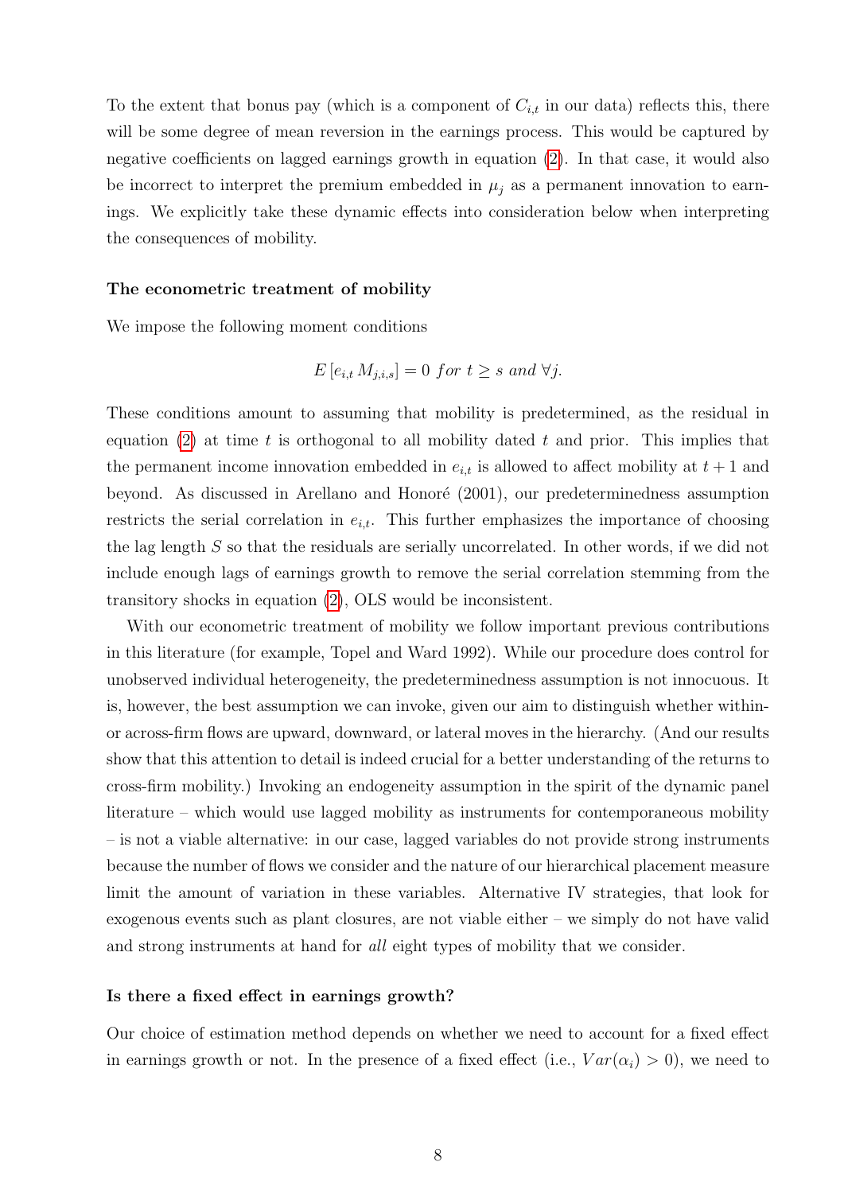To the extent that bonus pay (which is a component of $C_{i,t}$ in our data) reflects this, there will be some degree of mean reversion in the earnings process. This would be captured by negative coefficients on lagged earnings growth in equation (2). In that case, it would also be incorrect to interpret the premium embedded in $\mu_j$ as a permanent innovation to earnings. We explicitly take these dynamic effects into consideration below when interpreting the consequences of mobility.

**The econometric treatment of mobility**

We impose the following moment conditions

$$E\left[e_{i,t}\, M_{j,i,s}\right] = 0 \; for \; t \geq s \; and \; \forall j.$$

These conditions amount to assuming that mobility is predetermined, as the residual in equation (2) at time $t$ is orthogonal to all mobility dated $t$ and prior. This implies that the permanent income innovation embedded in $e_{i,t}$ is allowed to affect mobility at $t+1$ and beyond. As discussed in Arellano and Honoré (2001), our predeterminedness assumption restricts the serial correlation in $e_{i,t}$. This further emphasizes the importance of choosing the lag length $S$ so that the residuals are serially uncorrelated. In other words, if we did not include enough lags of earnings growth to remove the serial correlation stemming from the transitory shocks in equation (2), OLS would be inconsistent.

With our econometric treatment of mobility we follow important previous contributions in this literature (for example, Topel and Ward 1992). While our procedure does control for unobserved individual heterogeneity, the predeterminedness assumption is not innocuous. It is, however, the best assumption we can invoke, given our aim to distinguish whether within- or across-firm flows are upward, downward, or lateral moves in the hierarchy. (And our results show that this attention to detail is indeed crucial for a better understanding of the returns to cross-firm mobility.) Invoking an endogeneity assumption in the spirit of the dynamic panel literature – which would use lagged mobility as instruments for contemporaneous mobility – is not a viable alternative: in our case, lagged variables do not provide strong instruments because the number of flows we consider and the nature of our hierarchical placement measure limit the amount of variation in these variables. Alternative IV strategies, that look for exogenous events such as plant closures, are not viable either – we simply do not have valid and strong instruments at hand for *all* eight types of mobility that we consider.

**Is there a fixed effect in earnings growth?**

Our choice of estimation method depends on whether we need to account for a fixed effect in earnings growth or not. In the presence of a fixed effect (i.e., $Var(\alpha_i) > 0$), we need to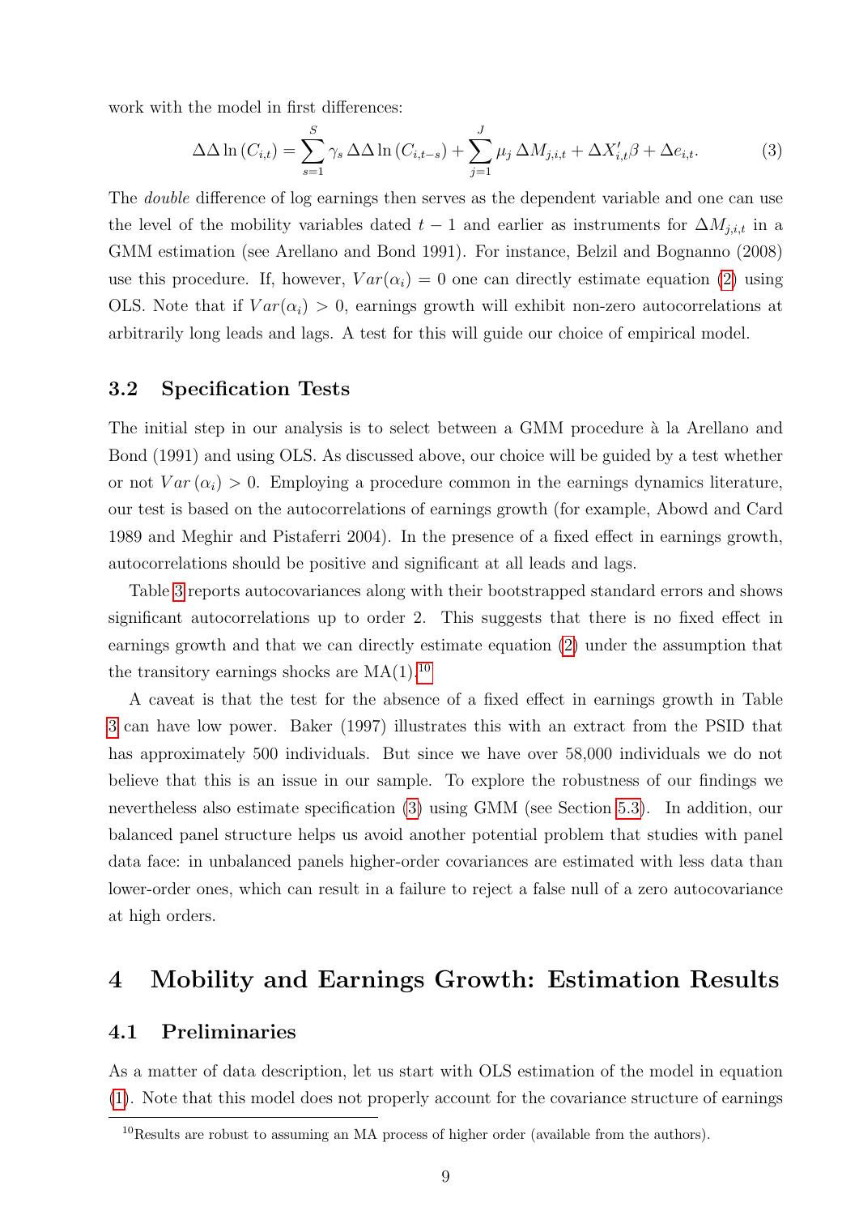work with the model in first differences:

$$\Delta\Delta \ln (C_{i,t}) = \sum_{s=1}^{S} \gamma_s \, \Delta\Delta \ln (C_{i,t-s}) + \sum_{j=1}^{J} \mu_j \, \Delta M_{j,i,t} + \Delta X_{i,t}' \beta + \Delta e_{i,t}. \tag{3}$$

The *double* difference of log earnings then serves as the dependent variable and one can use the level of the mobility variables dated $t-1$ and earlier as instruments for $\Delta M_{j,i,t}$ in a GMM estimation (see Arellano and Bond 1991). For instance, Belzil and Bognanno (2008) use this procedure. If, however, $Var(\alpha_i) = 0$ one can directly estimate equation (2) using OLS. Note that if $Var(\alpha_i) > 0$, earnings growth will exhibit non-zero autocorrelations at arbitrarily long leads and lags. A test for this will guide our choice of empirical model.

### 3.2 Specification Tests

The initial step in our analysis is to select between a GMM procedure à la Arellano and Bond (1991) and using OLS. As discussed above, our choice will be guided by a test whether or not $Var(\alpha_i) > 0$. Employing a procedure common in the earnings dynamics literature, our test is based on the autocorrelations of earnings growth (for example, Abowd and Card 1989 and Meghir and Pistaferri 2004). In the presence of a fixed effect in earnings growth, autocorrelations should be positive and significant at all leads and lags.

Table 3 reports autocovariances along with their bootstrapped standard errors and shows significant autocorrelations up to order 2. This suggests that there is no fixed effect in earnings growth and that we can directly estimate equation (2) under the assumption that the transitory earnings shocks are MA(1).[10]

A caveat is that the test for the absence of a fixed effect in earnings growth in Table 3 can have low power. Baker (1997) illustrates this with an extract from the PSID that has approximately 500 individuals. But since we have over 58,000 individuals we do not believe that this is an issue in our sample. To explore the robustness of our findings we nevertheless also estimate specification (3) using GMM (see Section 5.3). In addition, our balanced panel structure helps us avoid another potential problem that studies with panel data face: in unbalanced panels higher-order covariances are estimated with less data than lower-order ones, which can result in a failure to reject a false null of a zero autocovariance at high orders.

## 4 Mobility and Earnings Growth: Estimation Results

### 4.1 Preliminaries

As a matter of data description, let us start with OLS estimation of the model in equation (1). Note that this model does not properly account for the covariance structure of earnings

[10] Results are robust to assuming an MA process of higher order (available from the authors).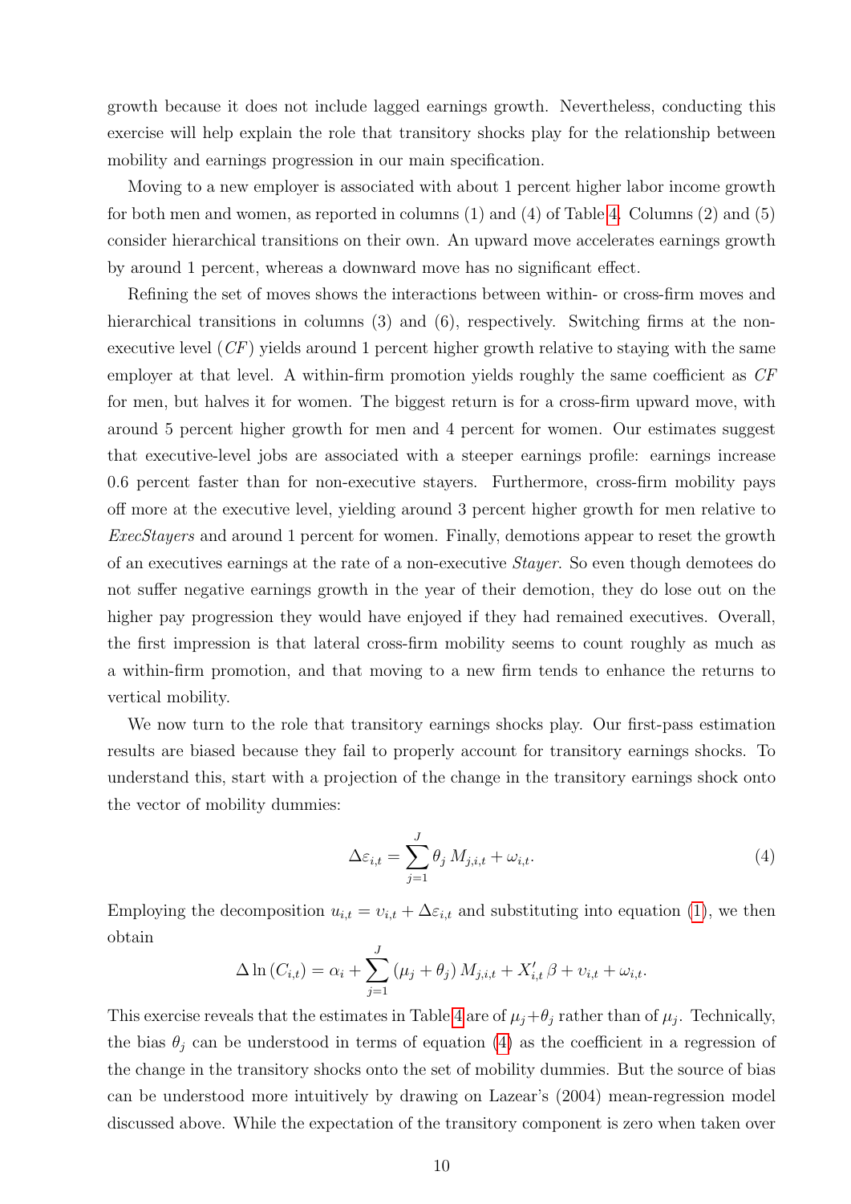growth because it does not include lagged earnings growth. Nevertheless, conducting this exercise will help explain the role that transitory shocks play for the relationship between mobility and earnings progression in our main specification.

Moving to a new employer is associated with about 1 percent higher labor income growth for both men and women, as reported in columns (1) and (4) of Table 4. Columns (2) and (5) consider hierarchical transitions on their own. An upward move accelerates earnings growth by around 1 percent, whereas a downward move has no significant effect.

Refining the set of moves shows the interactions between within- or cross-firm moves and hierarchical transitions in columns (3) and (6), respectively. Switching firms at the non-executive level (*CF*) yields around 1 percent higher growth relative to staying with the same employer at that level. A within-firm promotion yields roughly the same coefficient as *CF* for men, but halves it for women. The biggest return is for a cross-firm upward move, with around 5 percent higher growth for men and 4 percent for women. Our estimates suggest that executive-level jobs are associated with a steeper earnings profile: earnings increase 0.6 percent faster than for non-executive stayers. Furthermore, cross-firm mobility pays off more at the executive level, yielding around 3 percent higher growth for men relative to *ExecStayers* and around 1 percent for women. Finally, demotions appear to reset the growth of an executives earnings at the rate of a non-executive *Stayer*. So even though demotees do not suffer negative earnings growth in the year of their demotion, they do lose out on the higher pay progression they would have enjoyed if they had remained executives. Overall, the first impression is that lateral cross-firm mobility seems to count roughly as much as a within-firm promotion, and that moving to a new firm tends to enhance the returns to vertical mobility.

We now turn to the role that transitory earnings shocks play. Our first-pass estimation results are biased because they fail to properly account for transitory earnings shocks. To understand this, start with a projection of the change in the transitory earnings shock onto the vector of mobility dummies:

$$\Delta\varepsilon_{i,t} = \sum_{j=1}^{J} \theta_j \, M_{j,i,t} + \omega_{i,t}. \tag{4}$$

Employing the decomposition $u_{i,t} = \upsilon_{i,t} + \Delta\varepsilon_{i,t}$ and substituting into equation (1), we then obtain

$$\Delta \ln\left(C_{i,t}\right) = \alpha_i + \sum_{j=1}^{J} \left(\mu_j + \theta_j\right) M_{j,i,t} + X_{i,t}' \, \beta + \upsilon_{i,t} + \omega_{i,t}.$$

This exercise reveals that the estimates in Table 4 are of $\mu_j + \theta_j$ rather than of $\mu_j$. Technically, the bias $\theta_j$ can be understood in terms of equation (4) as the coefficient in a regression of the change in the transitory shocks onto the set of mobility dummies. But the source of bias can be understood more intuitively by drawing on Lazear's (2004) mean-regression model discussed above. While the expectation of the transitory component is zero when taken over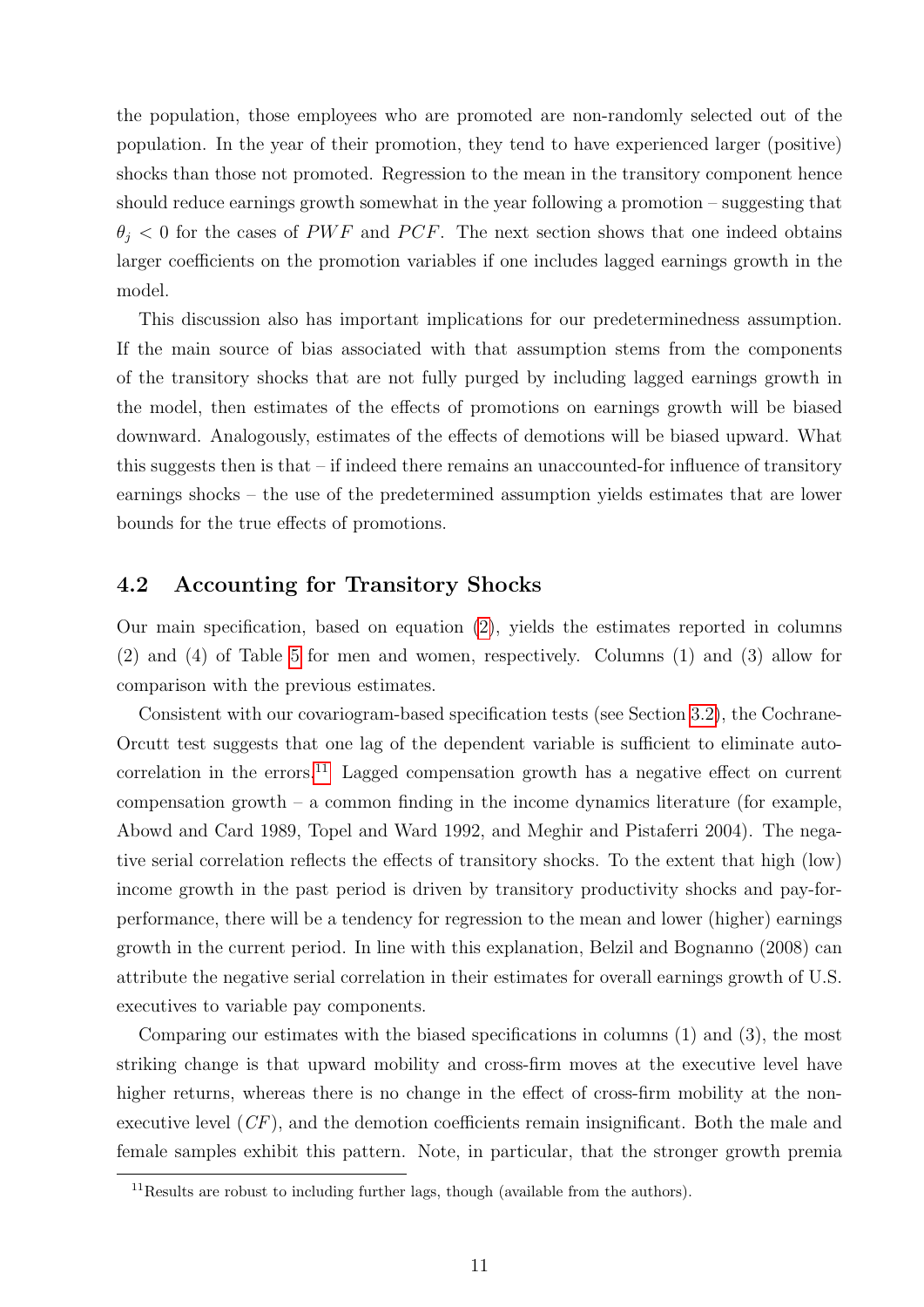the population, those employees who are promoted are non-randomly selected out of the population. In the year of their promotion, they tend to have experienced larger (positive) shocks than those not promoted. Regression to the mean in the transitory component hence should reduce earnings growth somewhat in the year following a promotion – suggesting that $\theta_j < 0$ for the cases of $PWF$ and $PCF$. The next section shows that one indeed obtains larger coefficients on the promotion variables if one includes lagged earnings growth in the model.

This discussion also has important implications for our predeterminedness assumption. If the main source of bias associated with that assumption stems from the components of the transitory shocks that are not fully purged by including lagged earnings growth in the model, then estimates of the effects of promotions on earnings growth will be biased downward. Analogously, estimates of the effects of demotions will be biased upward. What this suggests then is that – if indeed there remains an unaccounted-for influence of transitory earnings shocks – the use of the predetermined assumption yields estimates that are lower bounds for the true effects of promotions.

## 4.2 Accounting for Transitory Shocks

Our main specification, based on equation (2), yields the estimates reported in columns (2) and (4) of Table 5 for men and women, respectively. Columns (1) and (3) allow for comparison with the previous estimates.

Consistent with our covariogram-based specification tests (see Section 3.2), the Cochrane-Orcutt test suggests that one lag of the dependent variable is sufficient to eliminate autocorrelation in the errors.[11] Lagged compensation growth has a negative effect on current compensation growth – a common finding in the income dynamics literature (for example, Abowd and Card 1989, Topel and Ward 1992, and Meghir and Pistaferri 2004). The negative serial correlation reflects the effects of transitory shocks. To the extent that high (low) income growth in the past period is driven by transitory productivity shocks and pay-for-performance, there will be a tendency for regression to the mean and lower (higher) earnings growth in the current period. In line with this explanation, Belzil and Bognanno (2008) can attribute the negative serial correlation in their estimates for overall earnings growth of U.S. executives to variable pay components.

Comparing our estimates with the biased specifications in columns (1) and (3), the most striking change is that upward mobility and cross-firm moves at the executive level have higher returns, whereas there is no change in the effect of cross-firm mobility at the non-executive level ($CF$), and the demotion coefficients remain insignificant. Both the male and female samples exhibit this pattern. Note, in particular, that the stronger growth premia

[11] Results are robust to including further lags, though (available from the authors).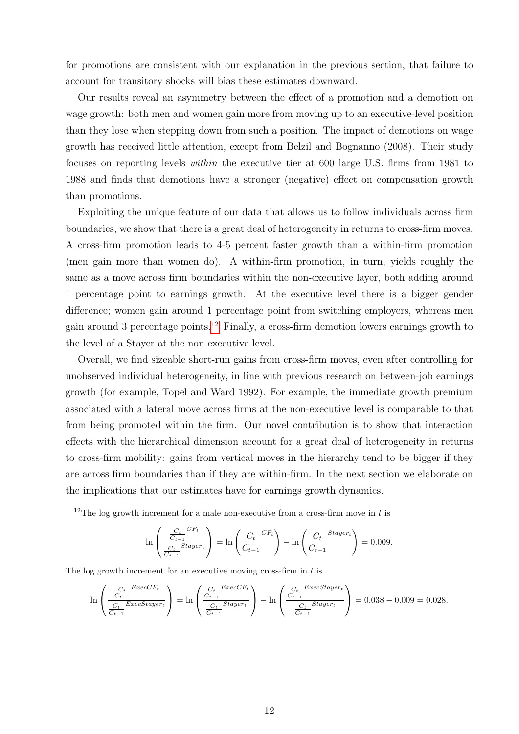for promotions are consistent with our explanation in the previous section, that failure to account for transitory shocks will bias these estimates downward.

Our results reveal an asymmetry between the effect of a promotion and a demotion on wage growth: both men and women gain more from moving up to an executive-level position than they lose when stepping down from such a position. The impact of demotions on wage growth has received little attention, except from Belzil and Bognanno (2008). Their study focuses on reporting levels *within* the executive tier at 600 large U.S. firms from 1981 to 1988 and finds that demotions have a stronger (negative) effect on compensation growth than promotions.

Exploiting the unique feature of our data that allows us to follow individuals across firm boundaries, we show that there is a great deal of heterogeneity in returns to cross-firm moves. A cross-firm promotion leads to 4-5 percent faster growth than a within-firm promotion (men gain more than women do). A within-firm promotion, in turn, yields roughly the same as a move across firm boundaries within the non-executive layer, both adding around 1 percentage point to earnings growth. At the executive level there is a bigger gender difference; women gain around 1 percentage point from switching employers, whereas men gain around 3 percentage points.[12] Finally, a cross-firm demotion lowers earnings growth to the level of a Stayer at the non-executive level.

Overall, we find sizeable short-run gains from cross-firm moves, even after controlling for unobserved individual heterogeneity, in line with previous research on between-job earnings growth (for example, Topel and Ward 1992). For example, the immediate growth premium associated with a lateral move across firms at the non-executive level is comparable to that from being promoted within the firm. Our novel contribution is to show that interaction effects with the hierarchical dimension account for a great deal of heterogeneity in returns to cross-firm mobility: gains from vertical moves in the hierarchy tend to be bigger if they are across firm boundaries than if they are within-firm. In the next section we elaborate on the implications that our estimates have for earnings growth dynamics.

---

[12] The log growth increment for a male non-executive from a cross-firm move in $t$ is

$$\ln\left(\frac{\frac{C_t}{C_{t-1}}^{CF_t}}{\frac{C_t}{C_{t-1}}^{Stayer_t}}\right) = \ln\left(\frac{C_t}{C_{t-1}}^{CF_t}\right) - \ln\left(\frac{C_t}{C_{t-1}}^{Stayer_t}\right) = 0.009.$$

The log growth increment for an executive moving cross-firm in $t$ is

$$\ln\left(\frac{\frac{C_t}{C_{t-1}}^{ExecCF_t}}{\frac{C_t}{C_{t-1}}^{ExecStayer_t}}\right) = \ln\left(\frac{\frac{C_t}{C_{t-1}}^{ExecCF_t}}{\frac{C_t}{C_{t-1}}^{Stayer_t}}\right) - \ln\left(\frac{\frac{C_t}{C_{t-1}}^{ExecStayer_t}}{\frac{C_t}{C_{t-1}}^{Stayer_t}}\right) = 0.038 - 0.009 = 0.028.$$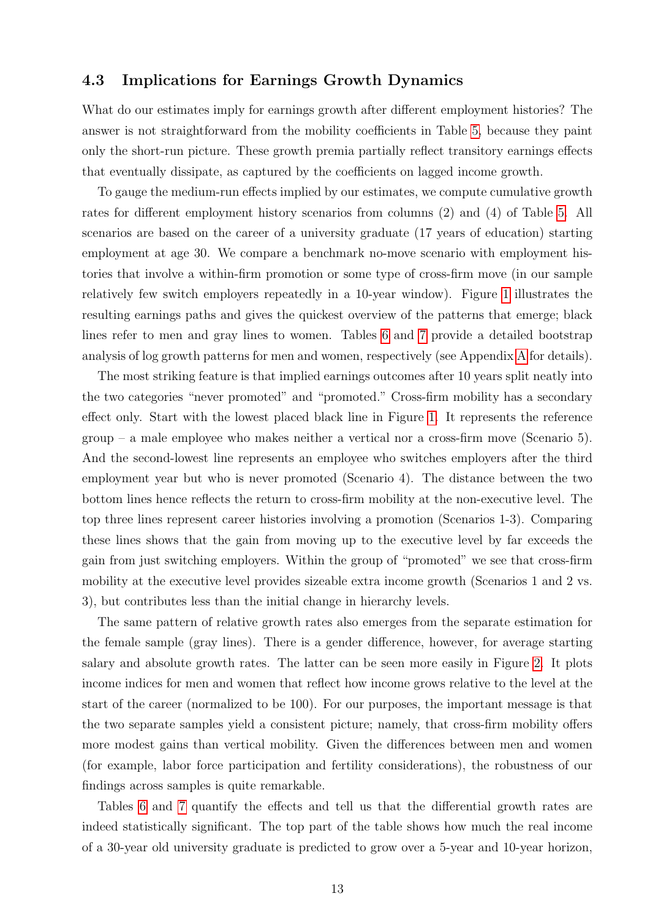### 4.3 Implications for Earnings Growth Dynamics

What do our estimates imply for earnings growth after different employment histories? The answer is not straightforward from the mobility coefficients in Table 5, because they paint only the short-run picture. These growth premia partially reflect transitory earnings effects that eventually dissipate, as captured by the coefficients on lagged income growth.

To gauge the medium-run effects implied by our estimates, we compute cumulative growth rates for different employment history scenarios from columns (2) and (4) of Table 5. All scenarios are based on the career of a university graduate (17 years of education) starting employment at age 30. We compare a benchmark no-move scenario with employment histories that involve a within-firm promotion or some type of cross-firm move (in our sample relatively few switch employers repeatedly in a 10-year window). Figure 1 illustrates the resulting earnings paths and gives the quickest overview of the patterns that emerge; black lines refer to men and gray lines to women. Tables 6 and 7 provide a detailed bootstrap analysis of log growth patterns for men and women, respectively (see Appendix A for details).

The most striking feature is that implied earnings outcomes after 10 years split neatly into the two categories "never promoted" and "promoted." Cross-firm mobility has a secondary effect only. Start with the lowest placed black line in Figure 1. It represents the reference group – a male employee who makes neither a vertical nor a cross-firm move (Scenario 5). And the second-lowest line represents an employee who switches employers after the third employment year but who is never promoted (Scenario 4). The distance between the two bottom lines hence reflects the return to cross-firm mobility at the non-executive level. The top three lines represent career histories involving a promotion (Scenarios 1-3). Comparing these lines shows that the gain from moving up to the executive level by far exceeds the gain from just switching employers. Within the group of "promoted" we see that cross-firm mobility at the executive level provides sizeable extra income growth (Scenarios 1 and 2 vs. 3), but contributes less than the initial change in hierarchy levels.

The same pattern of relative growth rates also emerges from the separate estimation for the female sample (gray lines). There is a gender difference, however, for average starting salary and absolute growth rates. The latter can be seen more easily in Figure 2. It plots income indices for men and women that reflect how income grows relative to the level at the start of the career (normalized to be 100). For our purposes, the important message is that the two separate samples yield a consistent picture; namely, that cross-firm mobility offers more modest gains than vertical mobility. Given the differences between men and women (for example, labor force participation and fertility considerations), the robustness of our findings across samples is quite remarkable.

Tables 6 and 7 quantify the effects and tell us that the differential growth rates are indeed statistically significant. The top part of the table shows how much the real income of a 30-year old university graduate is predicted to grow over a 5-year and 10-year horizon,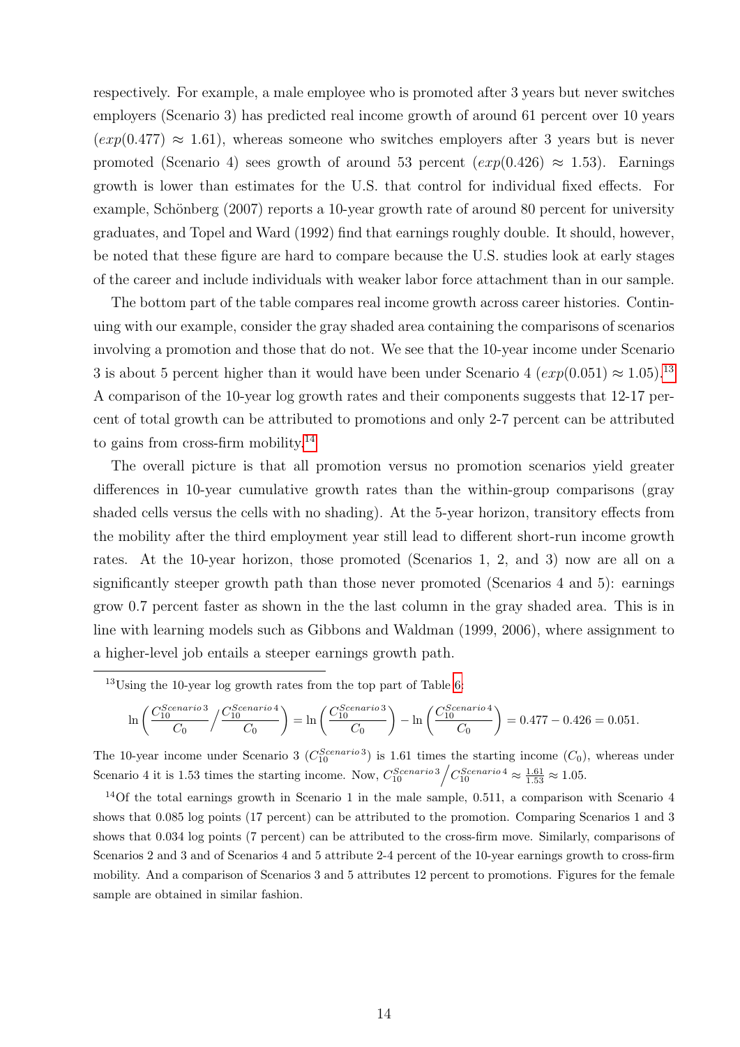respectively. For example, a male employee who is promoted after 3 years but never switches employers (Scenario 3) has predicted real income growth of around 61 percent over 10 years ($exp(0.477) \approx 1.61$), whereas someone who switches employers after 3 years but is never promoted (Scenario 4) sees growth of around 53 percent ($exp(0.426) \approx 1.53$). Earnings growth is lower than estimates for the U.S. that control for individual fixed effects. For example, Schönberg (2007) reports a 10-year growth rate of around 80 percent for university graduates, and Topel and Ward (1992) find that earnings roughly double. It should, however, be noted that these figure are hard to compare because the U.S. studies look at early stages of the career and include individuals with weaker labor force attachment than in our sample.

The bottom part of the table compares real income growth across career histories. Continuing with our example, consider the gray shaded area containing the comparisons of scenarios involving a promotion and those that do not. We see that the 10-year income under Scenario 3 is about 5 percent higher than it would have been under Scenario 4 ($exp(0.051) \approx 1.05$).[13] A comparison of the 10-year log growth rates and their components suggests that 12-17 percent of total growth can be attributed to promotions and only 2-7 percent can be attributed to gains from cross-firm mobility.[14]

The overall picture is that all promotion versus no promotion scenarios yield greater differences in 10-year cumulative growth rates than the within-group comparisons (gray shaded cells versus the cells with no shading). At the 5-year horizon, transitory effects from the mobility after the third employment year still lead to different short-run income growth rates. At the 10-year horizon, those promoted (Scenarios 1, 2, and 3) now are all on a significantly steeper growth path than those never promoted (Scenarios 4 and 5): earnings grow 0.7 percent faster as shown in the the last column in the gray shaded area. This is in line with learning models such as Gibbons and Waldman (1999, 2006), where assignment to a higher-level job entails a steeper earnings growth path.

---

[13] Using the 10-year log growth rates from the top part of Table 6:

$$\ln\left(\frac{C_{10}^{Scenario\,3}}{C_0} \Big/ \frac{C_{10}^{Scenario\,4}}{C_0}\right) = \ln\left(\frac{C_{10}^{Scenario\,3}}{C_0}\right) - \ln\left(\frac{C_{10}^{Scenario\,4}}{C_0}\right) = 0.477 - 0.426 = 0.051.$$

The 10-year income under Scenario 3 ($C_{10}^{Scenario\,3}$) is 1.61 times the starting income ($C_0$), whereas under Scenario 4 it is 1.53 times the starting income. Now, $C_{10}^{Scenario\,3} \Big/ C_{10}^{Scenario\,4} \approx \frac{1.61}{1.53} \approx 1.05$.

[14] Of the total earnings growth in Scenario 1 in the male sample, 0.511, a comparison with Scenario 4 shows that 0.085 log points (17 percent) can be attributed to the promotion. Comparing Scenarios 1 and 3 shows that 0.034 log points (7 percent) can be attributed to the cross-firm move. Similarly, comparisons of Scenarios 2 and 3 and of Scenarios 4 and 5 attribute 2-4 percent of the 10-year earnings growth to cross-firm mobility. And a comparison of Scenarios 3 and 5 attributes 12 percent to promotions. Figures for the female sample are obtained in similar fashion.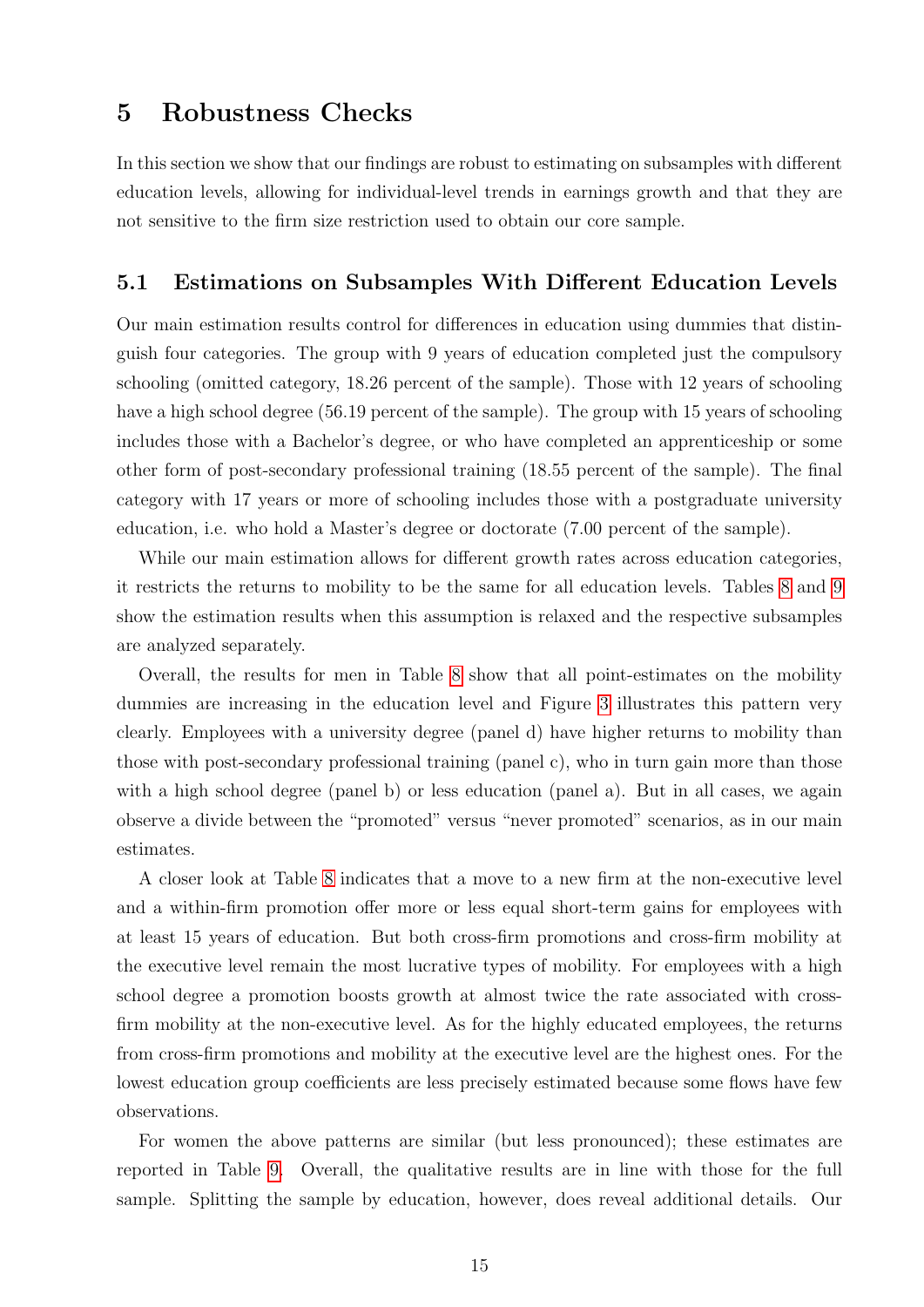# 5 Robustness Checks

In this section we show that our findings are robust to estimating on subsamples with different education levels, allowing for individual-level trends in earnings growth and that they are not sensitive to the firm size restriction used to obtain our core sample.

## 5.1 Estimations on Subsamples With Different Education Levels

Our main estimation results control for differences in education using dummies that distinguish four categories. The group with 9 years of education completed just the compulsory schooling (omitted category, 18.26 percent of the sample). Those with 12 years of schooling have a high school degree (56.19 percent of the sample). The group with 15 years of schooling includes those with a Bachelor's degree, or who have completed an apprenticeship or some other form of post-secondary professional training (18.55 percent of the sample). The final category with 17 years or more of schooling includes those with a postgraduate university education, i.e. who hold a Master's degree or doctorate (7.00 percent of the sample).

While our main estimation allows for different growth rates across education categories, it restricts the returns to mobility to be the same for all education levels. Tables 8 and 9 show the estimation results when this assumption is relaxed and the respective subsamples are analyzed separately.

Overall, the results for men in Table 8 show that all point-estimates on the mobility dummies are increasing in the education level and Figure 3 illustrates this pattern very clearly. Employees with a university degree (panel d) have higher returns to mobility than those with post-secondary professional training (panel c), who in turn gain more than those with a high school degree (panel b) or less education (panel a). But in all cases, we again observe a divide between the "promoted" versus "never promoted" scenarios, as in our main estimates.

A closer look at Table 8 indicates that a move to a new firm at the non-executive level and a within-firm promotion offer more or less equal short-term gains for employees with at least 15 years of education. But both cross-firm promotions and cross-firm mobility at the executive level remain the most lucrative types of mobility. For employees with a high school degree a promotion boosts growth at almost twice the rate associated with cross-firm mobility at the non-executive level. As for the highly educated employees, the returns from cross-firm promotions and mobility at the executive level are the highest ones. For the lowest education group coefficients are less precisely estimated because some flows have few observations.

For women the above patterns are similar (but less pronounced); these estimates are reported in Table 9. Overall, the qualitative results are in line with those for the full sample. Splitting the sample by education, however, does reveal additional details. Our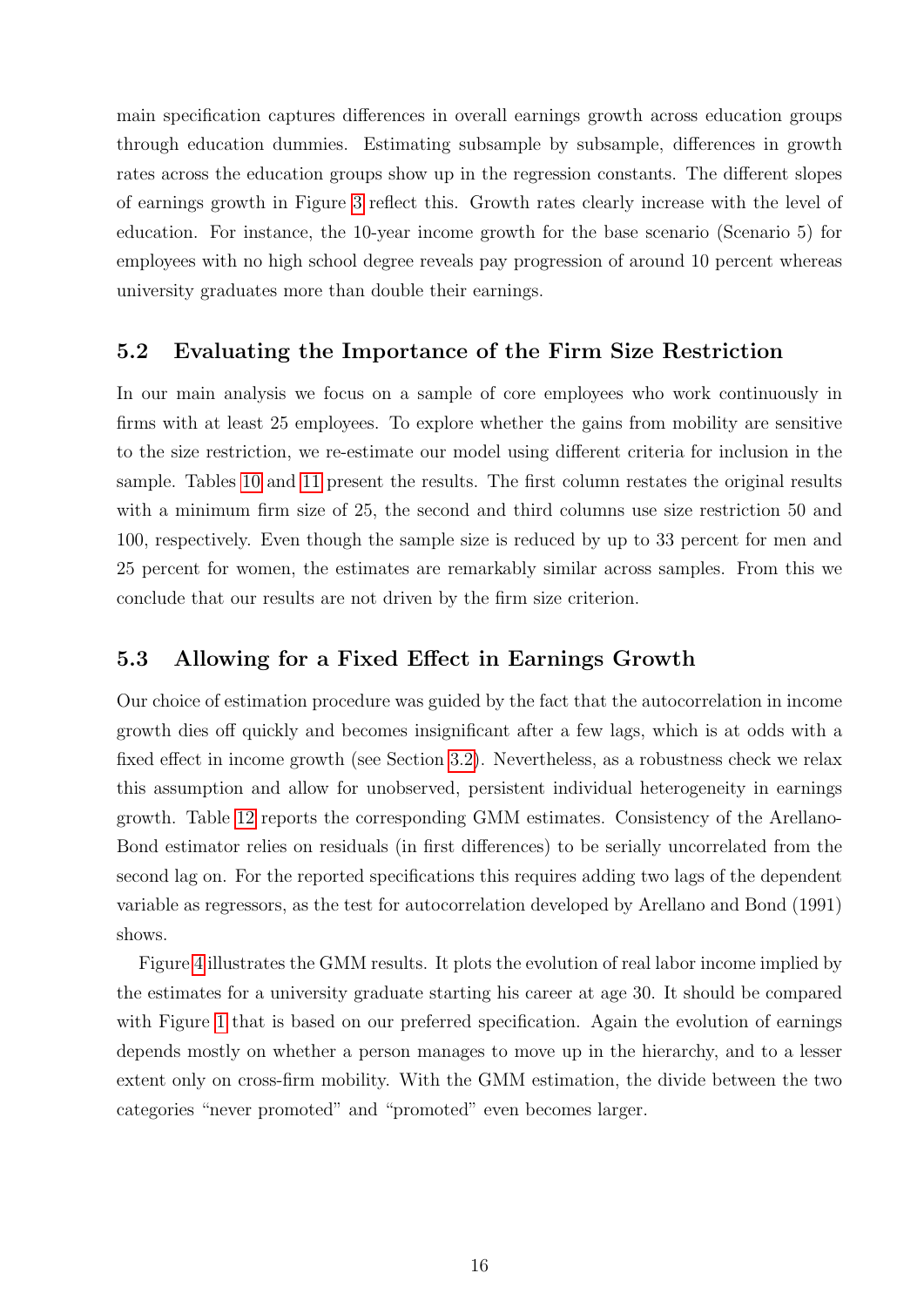main specification captures differences in overall earnings growth across education groups through education dummies. Estimating subsample by subsample, differences in growth rates across the education groups show up in the regression constants. The different slopes of earnings growth in Figure 3 reflect this. Growth rates clearly increase with the level of education. For instance, the 10-year income growth for the base scenario (Scenario 5) for employees with no high school degree reveals pay progression of around 10 percent whereas university graduates more than double their earnings.

### 5.2 Evaluating the Importance of the Firm Size Restriction

In our main analysis we focus on a sample of core employees who work continuously in firms with at least 25 employees. To explore whether the gains from mobility are sensitive to the size restriction, we re-estimate our model using different criteria for inclusion in the sample. Tables 10 and 11 present the results. The first column restates the original results with a minimum firm size of 25, the second and third columns use size restriction 50 and 100, respectively. Even though the sample size is reduced by up to 33 percent for men and 25 percent for women, the estimates are remarkably similar across samples. From this we conclude that our results are not driven by the firm size criterion.

### 5.3 Allowing for a Fixed Effect in Earnings Growth

Our choice of estimation procedure was guided by the fact that the autocorrelation in income growth dies off quickly and becomes insignificant after a few lags, which is at odds with a fixed effect in income growth (see Section 3.2). Nevertheless, as a robustness check we relax this assumption and allow for unobserved, persistent individual heterogeneity in earnings growth. Table 12 reports the corresponding GMM estimates. Consistency of the Arellano-Bond estimator relies on residuals (in first differences) to be serially uncorrelated from the second lag on. For the reported specifications this requires adding two lags of the dependent variable as regressors, as the test for autocorrelation developed by Arellano and Bond (1991) shows.

Figure 4 illustrates the GMM results. It plots the evolution of real labor income implied by the estimates for a university graduate starting his career at age 30. It should be compared with Figure 1 that is based on our preferred specification. Again the evolution of earnings depends mostly on whether a person manages to move up in the hierarchy, and to a lesser extent only on cross-firm mobility. With the GMM estimation, the divide between the two categories "never promoted" and "promoted" even becomes larger.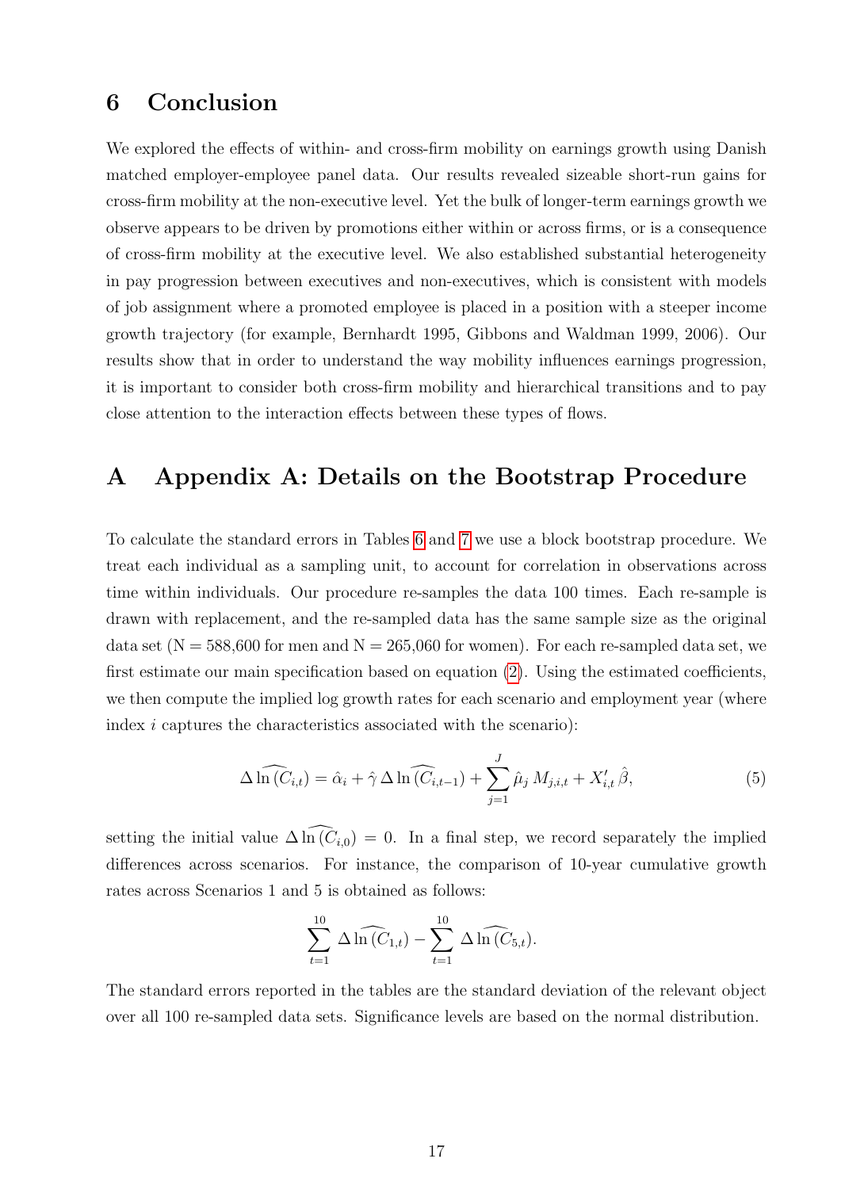# 6 Conclusion

We explored the effects of within- and cross-firm mobility on earnings growth using Danish matched employer-employee panel data. Our results revealed sizeable short-run gains for cross-firm mobility at the non-executive level. Yet the bulk of longer-term earnings growth we observe appears to be driven by promotions either within or across firms, or is a consequence of cross-firm mobility at the executive level. We also established substantial heterogeneity in pay progression between executives and non-executives, which is consistent with models of job assignment where a promoted employee is placed in a position with a steeper income growth trajectory (for example, Bernhardt 1995, Gibbons and Waldman 1999, 2006). Our results show that in order to understand the way mobility influences earnings progression, it is important to consider both cross-firm mobility and hierarchical transitions and to pay close attention to the interaction effects between these types of flows.

# A Appendix A: Details on the Bootstrap Procedure

To calculate the standard errors in Tables 6 and 7 we use a block bootstrap procedure. We treat each individual as a sampling unit, to account for correlation in observations across time within individuals. Our procedure re-samples the data 100 times. Each re-sample is drawn with replacement, and the re-sampled data has the same sample size as the original data set (N = 588,600 for men and N = 265,060 for women). For each re-sampled data set, we first estimate our main specification based on equation (2). Using the estimated coefficients, we then compute the implied log growth rates for each scenario and employment year (where index $i$ captures the characteristics associated with the scenario):

$$\Delta \widehat{\ln(C_{i,t})} = \hat{\alpha}_i + \hat{\gamma}\, \Delta \widehat{\ln(C_{i,t-1})} + \sum_{j=1}^{J} \hat{\mu}_j \, M_{j,i,t} + X_{i,t}' \, \hat{\beta}, \tag{5}$$

setting the initial value $\Delta \widehat{\ln(C_{i,0})} = 0$. In a final step, we record separately the implied differences across scenarios. For instance, the comparison of 10-year cumulative growth rates across Scenarios 1 and 5 is obtained as follows:

$$\sum_{t=1}^{10} \Delta \widehat{\ln(C_{1,t})} - \sum_{t=1}^{10} \Delta \widehat{\ln(C_{5,t})}.$$

The standard errors reported in the tables are the standard deviation of the relevant object over all 100 re-sampled data sets. Significance levels are based on the normal distribution.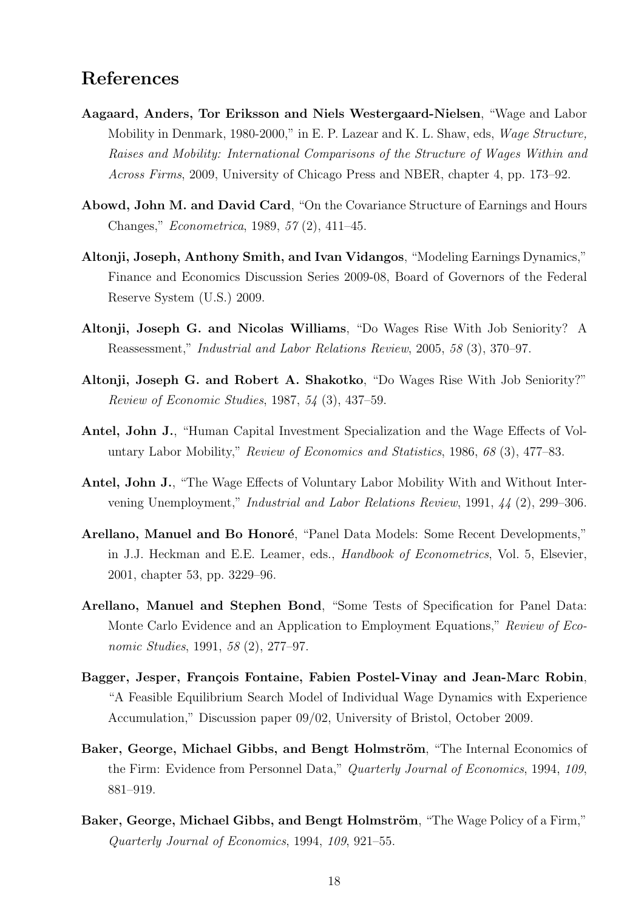## References

**Aagaard, Anders, Tor Eriksson and Niels Westergaard-Nielsen**, "Wage and Labor Mobility in Denmark, 1980-2000," in E. P. Lazear and K. L. Shaw, eds, *Wage Structure, Raises and Mobility: International Comparisons of the Structure of Wages Within and Across Firms*, 2009, University of Chicago Press and NBER, chapter 4, pp. 173–92.

**Abowd, John M. and David Card**, "On the Covariance Structure of Earnings and Hours Changes," *Econometrica*, 1989, *57* (2), 411–45.

**Altonji, Joseph, Anthony Smith, and Ivan Vidangos**, "Modeling Earnings Dynamics," Finance and Economics Discussion Series 2009-08, Board of Governors of the Federal Reserve System (U.S.) 2009.

**Altonji, Joseph G. and Nicolas Williams**, "Do Wages Rise With Job Seniority? A Reassessment," *Industrial and Labor Relations Review*, 2005, *58* (3), 370–97.

**Altonji, Joseph G. and Robert A. Shakotko**, "Do Wages Rise With Job Seniority?" *Review of Economic Studies*, 1987, *54* (3), 437–59.

**Antel, John J.**, "Human Capital Investment Specialization and the Wage Effects of Voluntary Labor Mobility," *Review of Economics and Statistics*, 1986, *68* (3), 477–83.

**Antel, John J.**, "The Wage Effects of Voluntary Labor Mobility With and Without Intervening Unemployment," *Industrial and Labor Relations Review*, 1991, *44* (2), 299–306.

**Arellano, Manuel and Bo Honoré**, "Panel Data Models: Some Recent Developments," in J.J. Heckman and E.E. Leamer, eds., *Handbook of Econometrics*, Vol. 5, Elsevier, 2001, chapter 53, pp. 3229–96.

**Arellano, Manuel and Stephen Bond**, "Some Tests of Specification for Panel Data: Monte Carlo Evidence and an Application to Employment Equations," *Review of Economic Studies*, 1991, *58* (2), 277–97.

**Bagger, Jesper, François Fontaine, Fabien Postel-Vinay and Jean-Marc Robin**, "A Feasible Equilibrium Search Model of Individual Wage Dynamics with Experience Accumulation," Discussion paper 09/02, University of Bristol, October 2009.

**Baker, George, Michael Gibbs, and Bengt Holmström**, "The Internal Economics of the Firm: Evidence from Personnel Data," *Quarterly Journal of Economics*, 1994, *109*, 881–919.

**Baker, George, Michael Gibbs, and Bengt Holmström**, "The Wage Policy of a Firm," *Quarterly Journal of Economics*, 1994, *109*, 921–55.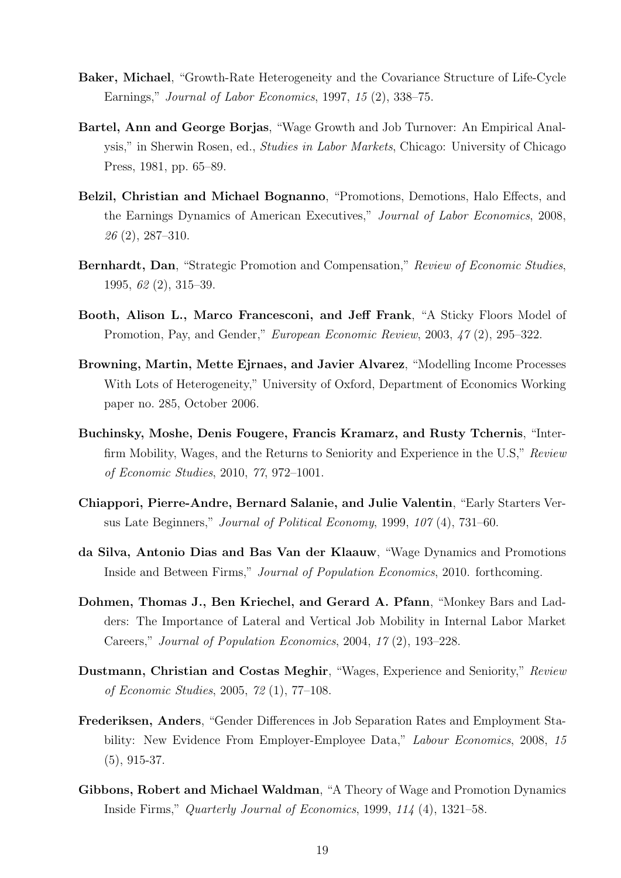**Baker, Michael**, "Growth-Rate Heterogeneity and the Covariance Structure of Life-Cycle Earnings," *Journal of Labor Economics*, 1997, *15* (2), 338–75.

**Bartel, Ann and George Borjas**, "Wage Growth and Job Turnover: An Empirical Analysis," in Sherwin Rosen, ed., *Studies in Labor Markets*, Chicago: University of Chicago Press, 1981, pp. 65–89.

**Belzil, Christian and Michael Bognanno**, "Promotions, Demotions, Halo Effects, and the Earnings Dynamics of American Executives," *Journal of Labor Economics*, 2008, *26* (2), 287–310.

**Bernhardt, Dan**, "Strategic Promotion and Compensation," *Review of Economic Studies*, 1995, *62* (2), 315–39.

**Booth, Alison L., Marco Francesconi, and Jeff Frank**, "A Sticky Floors Model of Promotion, Pay, and Gender," *European Economic Review*, 2003, *47* (2), 295–322.

**Browning, Martin, Mette Ejrnaes, and Javier Alvarez**, "Modelling Income Processes With Lots of Heterogeneity," University of Oxford, Department of Economics Working paper no. 285, October 2006.

**Buchinsky, Moshe, Denis Fougere, Francis Kramarz, and Rusty Tchernis**, "Interfirm Mobility, Wages, and the Returns to Seniority and Experience in the U.S," *Review of Economic Studies*, 2010, *77*, 972–1001.

**Chiappori, Pierre-Andre, Bernard Salanie, and Julie Valentin**, "Early Starters Versus Late Beginners," *Journal of Political Economy*, 1999, *107* (4), 731–60.

**da Silva, Antonio Dias and Bas Van der Klaauw**, "Wage Dynamics and Promotions Inside and Between Firms," *Journal of Population Economics*, 2010. forthcoming.

**Dohmen, Thomas J., Ben Kriechel, and Gerard A. Pfann**, "Monkey Bars and Ladders: The Importance of Lateral and Vertical Job Mobility in Internal Labor Market Careers," *Journal of Population Economics*, 2004, *17* (2), 193–228.

**Dustmann, Christian and Costas Meghir**, "Wages, Experience and Seniority," *Review of Economic Studies*, 2005, *72* (1), 77–108.

**Frederiksen, Anders**, "Gender Differences in Job Separation Rates and Employment Stability: New Evidence From Employer-Employee Data," *Labour Economics*, 2008, *15* (5), 915-37.

**Gibbons, Robert and Michael Waldman**, "A Theory of Wage and Promotion Dynamics Inside Firms," *Quarterly Journal of Economics*, 1999, *114* (4), 1321–58.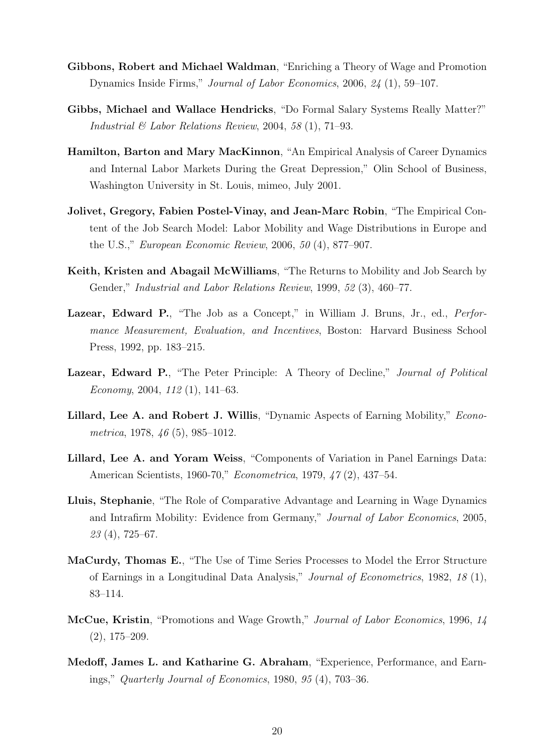**Gibbons, Robert and Michael Waldman**, "Enriching a Theory of Wage and Promotion Dynamics Inside Firms," *Journal of Labor Economics*, 2006, *24* (1), 59–107.

**Gibbs, Michael and Wallace Hendricks**, "Do Formal Salary Systems Really Matter?" *Industrial & Labor Relations Review*, 2004, *58* (1), 71–93.

**Hamilton, Barton and Mary MacKinnon**, "An Empirical Analysis of Career Dynamics and Internal Labor Markets During the Great Depression," Olin School of Business, Washington University in St. Louis, mimeo, July 2001.

**Jolivet, Gregory, Fabien Postel-Vinay, and Jean-Marc Robin**, "The Empirical Content of the Job Search Model: Labor Mobility and Wage Distributions in Europe and the U.S.," *European Economic Review*, 2006, *50* (4), 877–907.

**Keith, Kristen and Abagail McWilliams**, "The Returns to Mobility and Job Search by Gender," *Industrial and Labor Relations Review*, 1999, *52* (3), 460–77.

**Lazear, Edward P.**, "The Job as a Concept," in William J. Bruns, Jr., ed., *Performance Measurement, Evaluation, and Incentives*, Boston: Harvard Business School Press, 1992, pp. 183–215.

**Lazear, Edward P.**, "The Peter Principle: A Theory of Decline," *Journal of Political Economy*, 2004, *112* (1), 141–63.

**Lillard, Lee A. and Robert J. Willis**, "Dynamic Aspects of Earning Mobility," *Econometrica*, 1978, *46* (5), 985–1012.

**Lillard, Lee A. and Yoram Weiss**, "Components of Variation in Panel Earnings Data: American Scientists, 1960-70," *Econometrica*, 1979, *47* (2), 437–54.

**Lluis, Stephanie**, "The Role of Comparative Advantage and Learning in Wage Dynamics and Intrafirm Mobility: Evidence from Germany," *Journal of Labor Economics*, 2005, *23* (4), 725–67.

**MaCurdy, Thomas E.**, "The Use of Time Series Processes to Model the Error Structure of Earnings in a Longitudinal Data Analysis," *Journal of Econometrics*, 1982, *18* (1), 83–114.

**McCue, Kristin**, "Promotions and Wage Growth," *Journal of Labor Economics*, 1996, *14* (2), 175–209.

**Medoff, James L. and Katharine G. Abraham**, "Experience, Performance, and Earnings," *Quarterly Journal of Economics*, 1980, *95* (4), 703–36.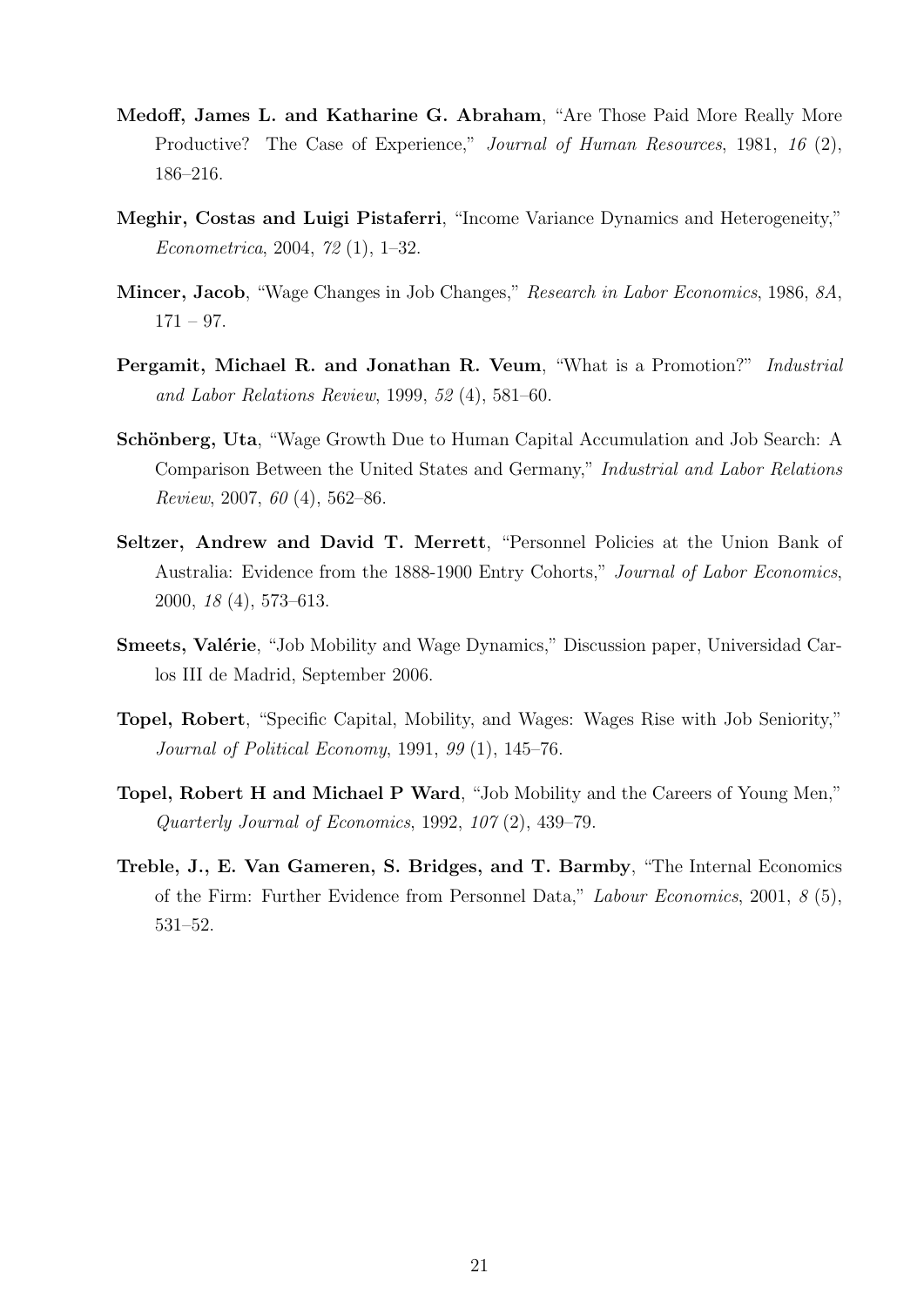**Medoff, James L. and Katharine G. Abraham**, "Are Those Paid More Really More Productive? The Case of Experience," *Journal of Human Resources*, 1981, *16* (2), 186–216.

**Meghir, Costas and Luigi Pistaferri**, "Income Variance Dynamics and Heterogeneity," *Econometrica*, 2004, *72* (1), 1–32.

**Mincer, Jacob**, "Wage Changes in Job Changes," *Research in Labor Economics*, 1986, *8A*, 171 – 97.

**Pergamit, Michael R. and Jonathan R. Veum**, "What is a Promotion?" *Industrial and Labor Relations Review*, 1999, *52* (4), 581–60.

**Schönberg, Uta**, "Wage Growth Due to Human Capital Accumulation and Job Search: A Comparison Between the United States and Germany," *Industrial and Labor Relations Review*, 2007, *60* (4), 562–86.

**Seltzer, Andrew and David T. Merrett**, "Personnel Policies at the Union Bank of Australia: Evidence from the 1888-1900 Entry Cohorts," *Journal of Labor Economics*, 2000, *18* (4), 573–613.

**Smeets, Valérie**, "Job Mobility and Wage Dynamics," Discussion paper, Universidad Carlos III de Madrid, September 2006.

**Topel, Robert**, "Specific Capital, Mobility, and Wages: Wages Rise with Job Seniority," *Journal of Political Economy*, 1991, *99* (1), 145–76.

**Topel, Robert H and Michael P Ward**, "Job Mobility and the Careers of Young Men," *Quarterly Journal of Economics*, 1992, *107* (2), 439–79.

**Treble, J., E. Van Gameren, S. Bridges, and T. Barmby**, "The Internal Economics of the Firm: Further Evidence from Personnel Data," *Labour Economics*, 2001, *8* (5), 531–52.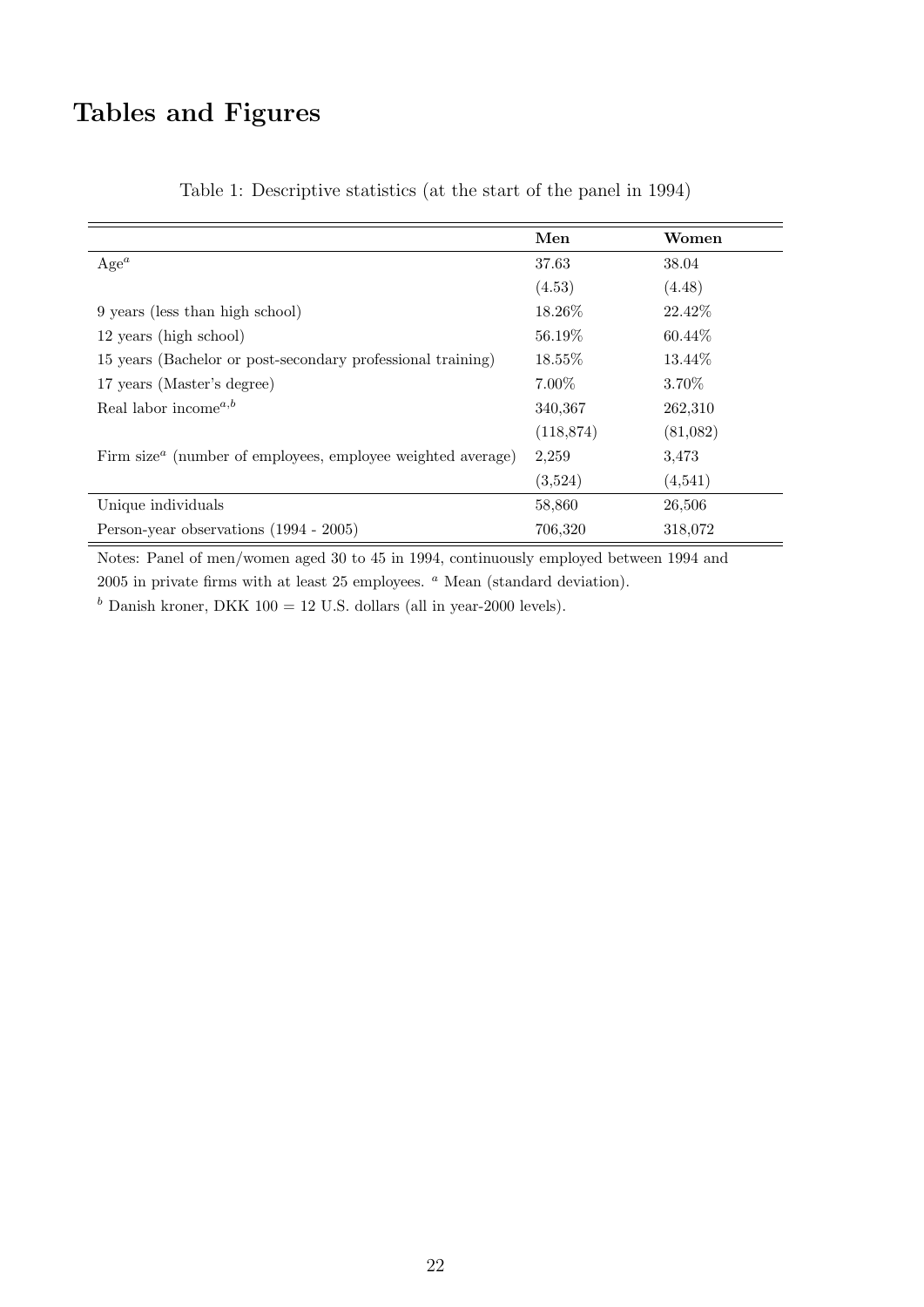# Tables and Figures

Table 1: Descriptive statistics (at the start of the panel in 1994)

| | **Men** | **Women** |
|---|---|---|
| Age[a] | 37.63 | 38.04 |
| | (4.53) | (4.48) |
| 9 years (less than high school) | 18.26% | 22.42% |
| 12 years (high school) | 56.19% | 60.44% |
| 15 years (Bachelor or post-secondary professional training) | 18.55% | 13.44% |
| 17 years (Master's degree) | 7.00% | 3.70% |
| Real labor income[a,b] | 340,367 | 262,310 |
| | (118,874) | (81,082) |
| Firm size[a] (number of employees, employee weighted average) | 2,259 | 3,473 |
| | (3,524) | (4,541) |
| Unique individuals | 58,860 | 26,506 |
| Person-year observations (1994 - 2005) | 706,320 | 318,072 |

Notes: Panel of men/women aged 30 to 45 in 1994, continuously employed between 1994 and 2005 in private firms with at least 25 employees. [a] Mean (standard deviation).
[b] Danish kroner, DKK 100 = 12 U.S. dollars (all in year-2000 levels).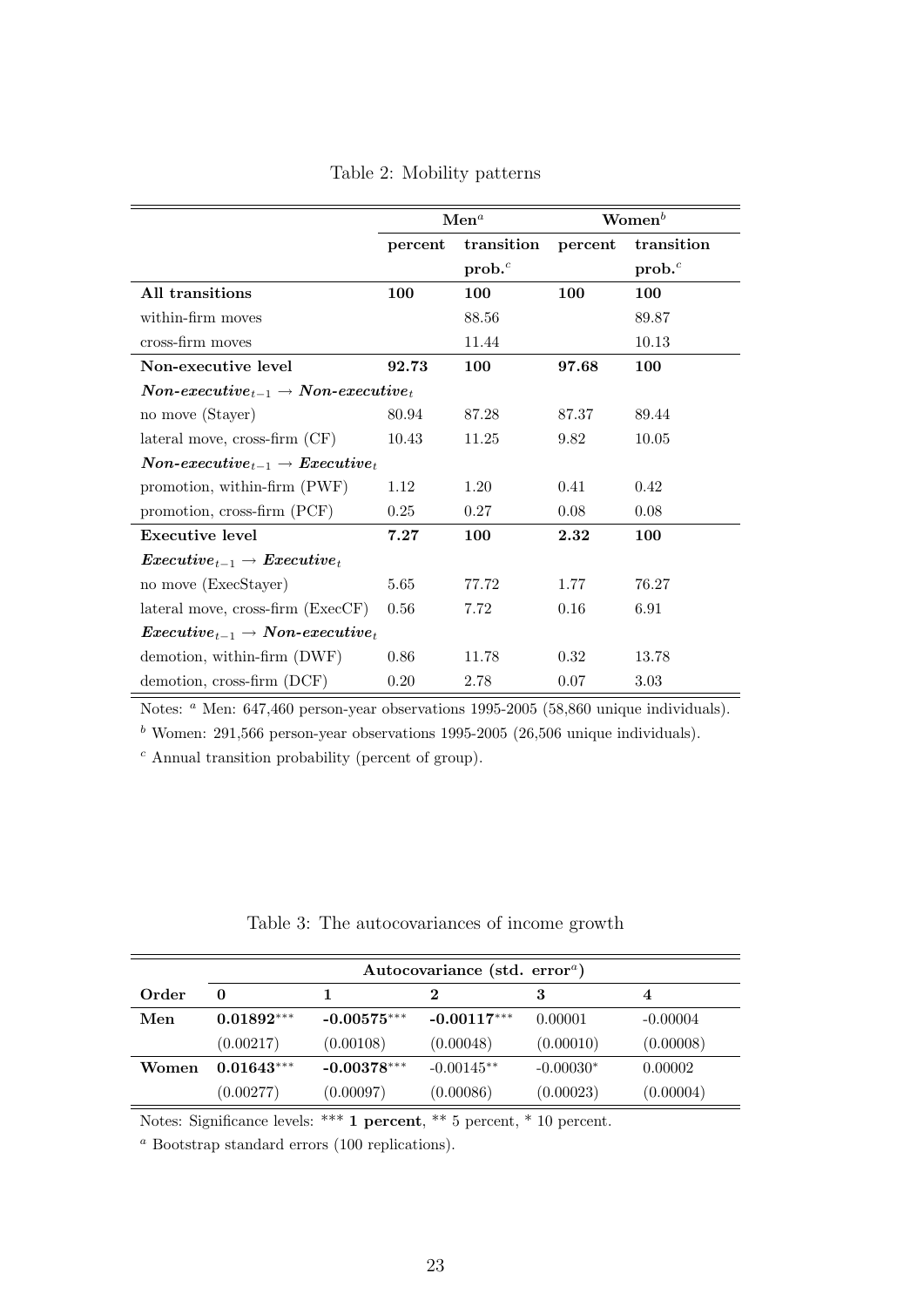Table 2: Mobility patterns

| | Men[a] | | Women[b] | |
|---|---|---|---|---|
| | percent | transition prob.[c] | percent | transition prob.[c] |
| **All transitions** | **100** | **100** | **100** | **100** |
| within-firm moves | | 88.56 | | 89.87 |
| cross-firm moves | | 11.44 | | 10.13 |
| **Non-executive level** | **92.73** | **100** | **97.68** | **100** |
| ***Non-executive*** $_{t-1}$ → ***Non-executive*** $_t$ | | | | |
| no move (Stayer) | 80.94 | 87.28 | 87.37 | 89.44 |
| lateral move, cross-firm (CF) | 10.43 | 11.25 | 9.82 | 10.05 |
| ***Non-executive*** $_{t-1}$ → ***Executive*** $_t$ | | | | |
| promotion, within-firm (PWF) | 1.12 | 1.20 | 0.41 | 0.42 |
| promotion, cross-firm (PCF) | 0.25 | 0.27 | 0.08 | 0.08 |
| **Executive level** | **7.27** | **100** | **2.32** | **100** |
| ***Executive*** $_{t-1}$ → ***Executive*** $_t$ | | | | |
| no move (ExecStayer) | 5.65 | 77.72 | 1.77 | 76.27 |
| lateral move, cross-firm (ExecCF) | 0.56 | 7.72 | 0.16 | 6.91 |
| ***Executive*** $_{t-1}$ → ***Non-executive*** $_t$ | | | | |
| demotion, within-firm (DWF) | 0.86 | 11.78 | 0.32 | 13.78 |
| demotion, cross-firm (DCF) | 0.20 | 2.78 | 0.07 | 3.03 |

Notes: [a] Men: 647,460 person-year observations 1995-2005 (58,860 unique individuals).

[b] Women: 291,566 person-year observations 1995-2005 (26,506 unique individuals).

[c] Annual transition probability (percent of group).

Table 3: The autocovariances of income growth

| | Autocovariance (std. error[a]) | | | | |
|---|---|---|---|---|---|
| **Order** | **0** | **1** | **2** | **3** | **4** |
| **Men** | **0.01892*****| **-0.00575*****| **-0.00117*****| 0.00001 | -0.00004 |
| | (0.00217) | (0.00108) | (0.00048) | (0.00010) | (0.00008) |
| **Women** | **0.01643*****| **-0.00378*****| -0.00145** | -0.00030* | 0.00002 |
| | (0.00277) | (0.00097) | (0.00086) | (0.00023) | (0.00004) |

Notes: Significance levels: *** **1 percent**, ** 5 percent, * 10 percent.

[a] Bootstrap standard errors (100 replications).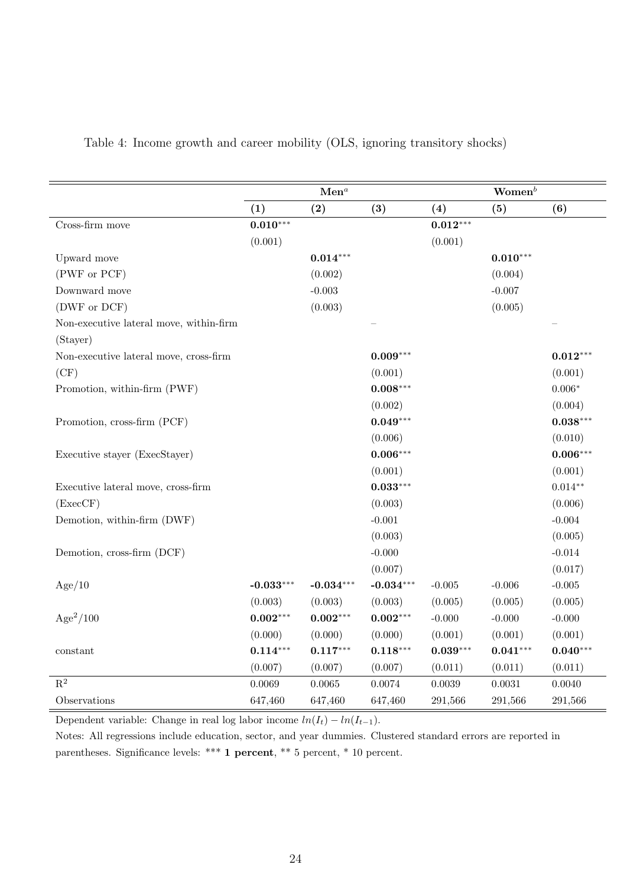Table 4: Income growth and career mobility (OLS, ignoring transitory shocks)

| | Men[a] | | | Women[b] | | |
|---|---|---|---|---|---|---|
| | **(1)** | **(2)** | **(3)** | **(4)** | **(5)** | **(6)** |
| Cross-firm move | **0.010**\*\*\* | | | **0.012**\*\*\* | | |
| | (0.001) | | | (0.001) | | |
| Upward move | | **0.014**\*\*\* | | | **0.010**\*\*\* | |
| (PWF or PCF) | | (0.002) | | | (0.004) | |
| Downward move | | -0.003 | | | -0.007 | |
| (DWF or DCF) | | (0.003) | | | (0.005) | |
| Non-executive lateral move, within-firm | | | – | | | – |
| (Stayer) | | | | | | |
| Non-executive lateral move, cross-firm | | | **0.009**\*\*\* | | | **0.012**\*\*\* |
| (CF) | | | (0.001) | | | (0.001) |
| Promotion, within-firm (PWF) | | | **0.008**\*\*\* | | | 0.006\* |
| | | | (0.002) | | | (0.004) |
| Promotion, cross-firm (PCF) | | | **0.049**\*\*\* | | | **0.038**\*\*\* |
| | | | (0.006) | | | (0.010) |
| Executive stayer (ExecStayer) | | | **0.006**\*\*\* | | | **0.006**\*\*\* |
| | | | (0.001) | | | (0.001) |
| Executive lateral move, cross-firm | | | **0.033**\*\*\* | | | 0.014\*\* |
| (ExecCF) | | | (0.003) | | | (0.006) |
| Demotion, within-firm (DWF) | | | -0.001 | | | -0.004 |
| | | | (0.003) | | | (0.005) |
| Demotion, cross-firm (DCF) | | | -0.000 | | | -0.014 |
| | | | (0.007) | | | (0.017) |
| Age/10 | **-0.033**\*\*\* | **-0.034**\*\*\* | **-0.034**\*\*\* | -0.005 | -0.006 | -0.005 |
| | (0.003) | (0.003) | (0.003) | (0.005) | (0.005) | (0.005) |
| $\text{Age}^2/100$ | **0.002**\*\*\* | **0.002**\*\*\* | **0.002**\*\*\* | -0.000 | -0.000 | -0.000 |
| | (0.000) | (0.000) | (0.000) | (0.001) | (0.001) | (0.001) |
| constant | **0.114**\*\*\* | **0.117**\*\*\* | **0.118**\*\*\* | **0.039**\*\*\* | **0.041**\*\*\* | **0.040**\*\*\* |
| | (0.007) | (0.007) | (0.007) | (0.011) | (0.011) | (0.011) |
| $R^2$ | 0.0069 | 0.0065 | 0.0074 | 0.0039 | 0.0031 | 0.0040 |
| Observations | 647,460 | 647,460 | 647,460 | 291,566 | 291,566 | 291,566 |

Dependent variable: Change in real log labor income $ln(I_t) - ln(I_{t-1})$.

Notes: All regressions include education, sector, and year dummies. Clustered standard errors are reported in parentheses. Significance levels: \*\*\* **1 percent**, \*\* 5 percent, \* 10 percent.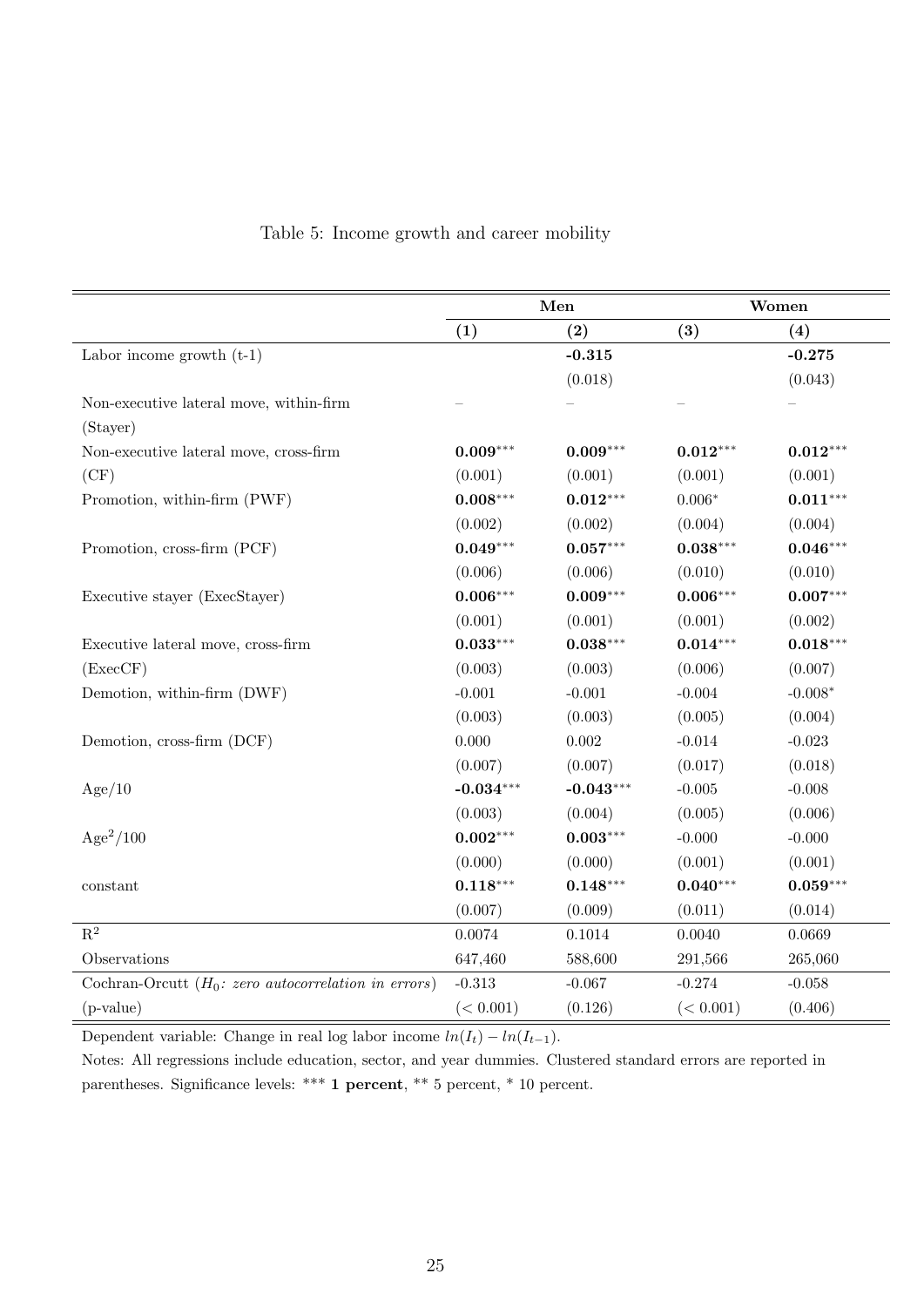Table 5: Income growth and career mobility

| | Men | | Women | |
|---|---|---|---|---|
| | **(1)** | **(2)** | **(3)** | **(4)** |
| Labor income growth (t-1) | | **-0.315** | | **-0.275** |
| | | (0.018) | | (0.043) |
| Non-executive lateral move, within-firm (Stayer) | – | – | – | – |
| Non-executive lateral move, cross-firm (CF) | **0.009**\*\*\* | **0.009**\*\*\* | **0.012**\*\*\* | **0.012**\*\*\* |
| | (0.001) | (0.001) | (0.001) | (0.001) |
| Promotion, within-firm (PWF) | **0.008**\*\*\* | **0.012**\*\*\* | 0.006\* | **0.011**\*\*\* |
| | (0.002) | (0.002) | (0.004) | (0.004) |
| Promotion, cross-firm (PCF) | **0.049**\*\*\* | **0.057**\*\*\* | **0.038**\*\*\* | **0.046**\*\*\* |
| | (0.006) | (0.006) | (0.010) | (0.010) |
| Executive stayer (ExecStayer) | **0.006**\*\*\* | **0.009**\*\*\* | **0.006**\*\*\* | **0.007**\*\*\* |
| | (0.001) | (0.001) | (0.001) | (0.002) |
| Executive lateral move, cross-firm (ExecCF) | **0.033**\*\*\* | **0.038**\*\*\* | **0.014**\*\*\* | **0.018**\*\*\* |
| | (0.003) | (0.003) | (0.006) | (0.007) |
| Demotion, within-firm (DWF) | -0.001 | -0.001 | -0.004 | -0.008\* |
| | (0.003) | (0.003) | (0.005) | (0.004) |
| Demotion, cross-firm (DCF) | 0.000 | 0.002 | -0.014 | -0.023 |
| | (0.007) | (0.007) | (0.017) | (0.018) |
| Age/10 | **-0.034**\*\*\* | **-0.043**\*\*\* | -0.005 | -0.008 |
| | (0.003) | (0.004) | (0.005) | (0.006) |
| $\text{Age}^2/100$ | **0.002**\*\*\* | **0.003**\*\*\* | -0.000 | -0.000 |
| | (0.000) | (0.000) | (0.001) | (0.001) |
| constant | **0.118**\*\*\* | **0.148**\*\*\* | **0.040**\*\*\* | **0.059**\*\*\* |
| | (0.007) | (0.009) | (0.011) | (0.014) |
| $R^2$ | 0.0074 | 0.1014 | 0.0040 | 0.0669 |
| Observations | 647,460 | 588,600 | 291,566 | 265,060 |
| Cochran-Orcutt ($H_0$: *zero autocorrelation in errors*) | -0.313 | -0.067 | -0.274 | -0.058 |
| (p-value) | (< 0.001) | (0.126) | (< 0.001) | (0.406) |

Dependent variable: Change in real log labor income $ln(I_t) - ln(I_{t-1})$.

Notes: All regressions include education, sector, and year dummies. Clustered standard errors are reported in parentheses. Significance levels: \*\*\* **1 percent**, \*\* 5 percent, \* 10 percent.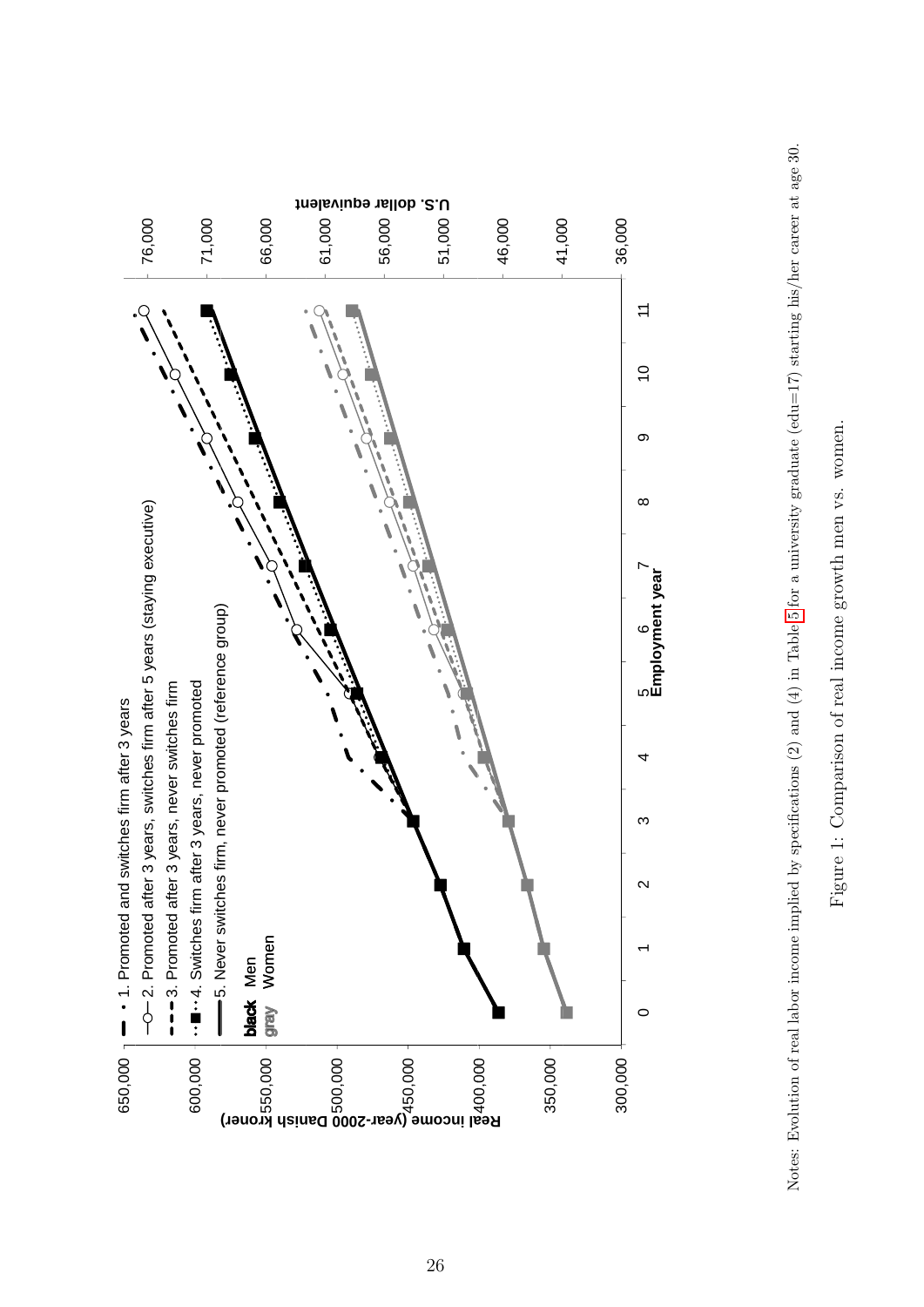Notes: Evolution of real labor income implied by specifications (2) and (4) in Table 5 for a university graduate (edu=17) starting his/her career at age 30.

Figure 1: Comparison of real income growth men vs. women.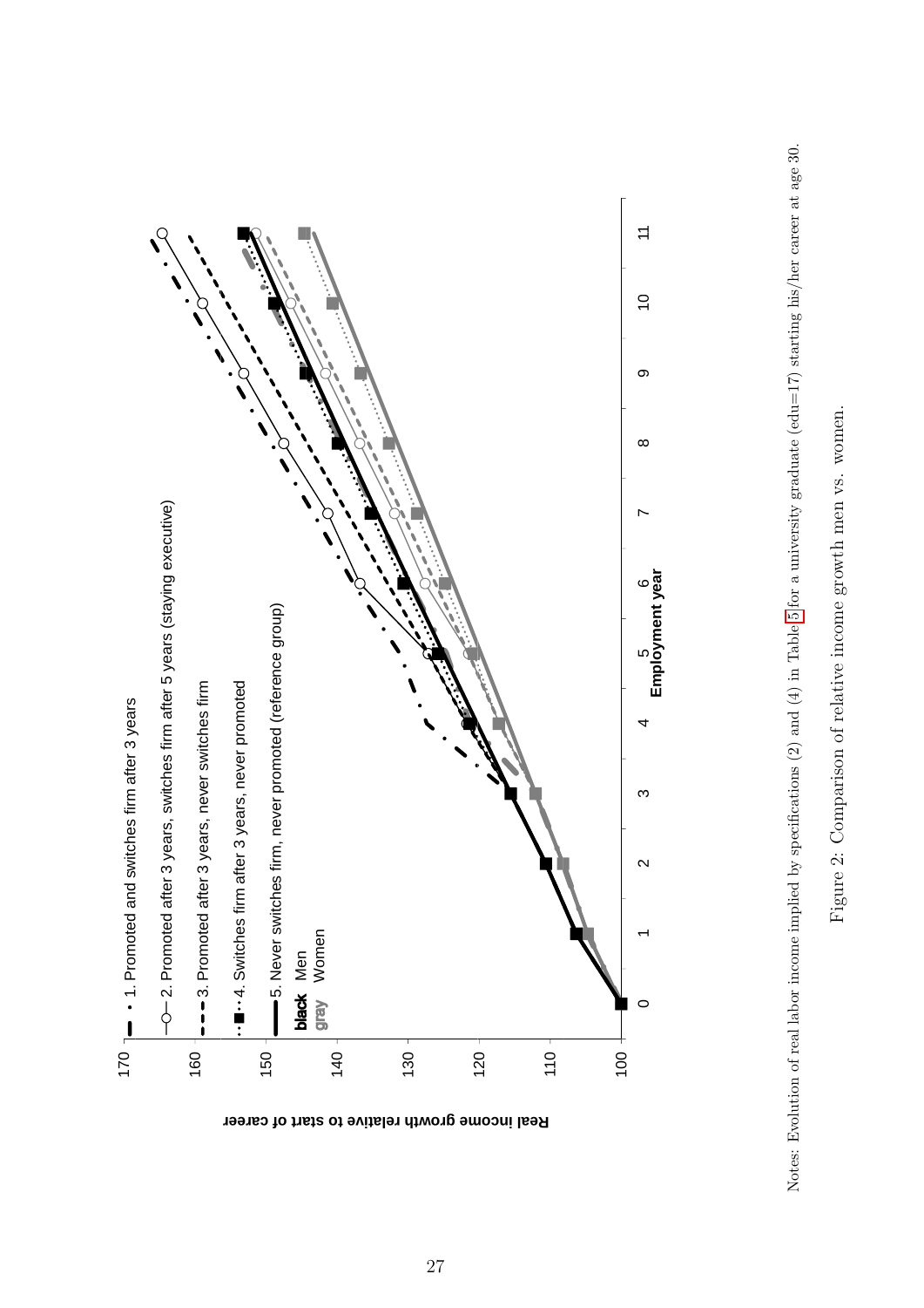Notes: Evolution of real labor income implied by specifications (2) and (4) in Table 5 for a university graduate (edu=17) starting his/her career at age 30.

Figure 2: Comparison of relative income growth men vs. women.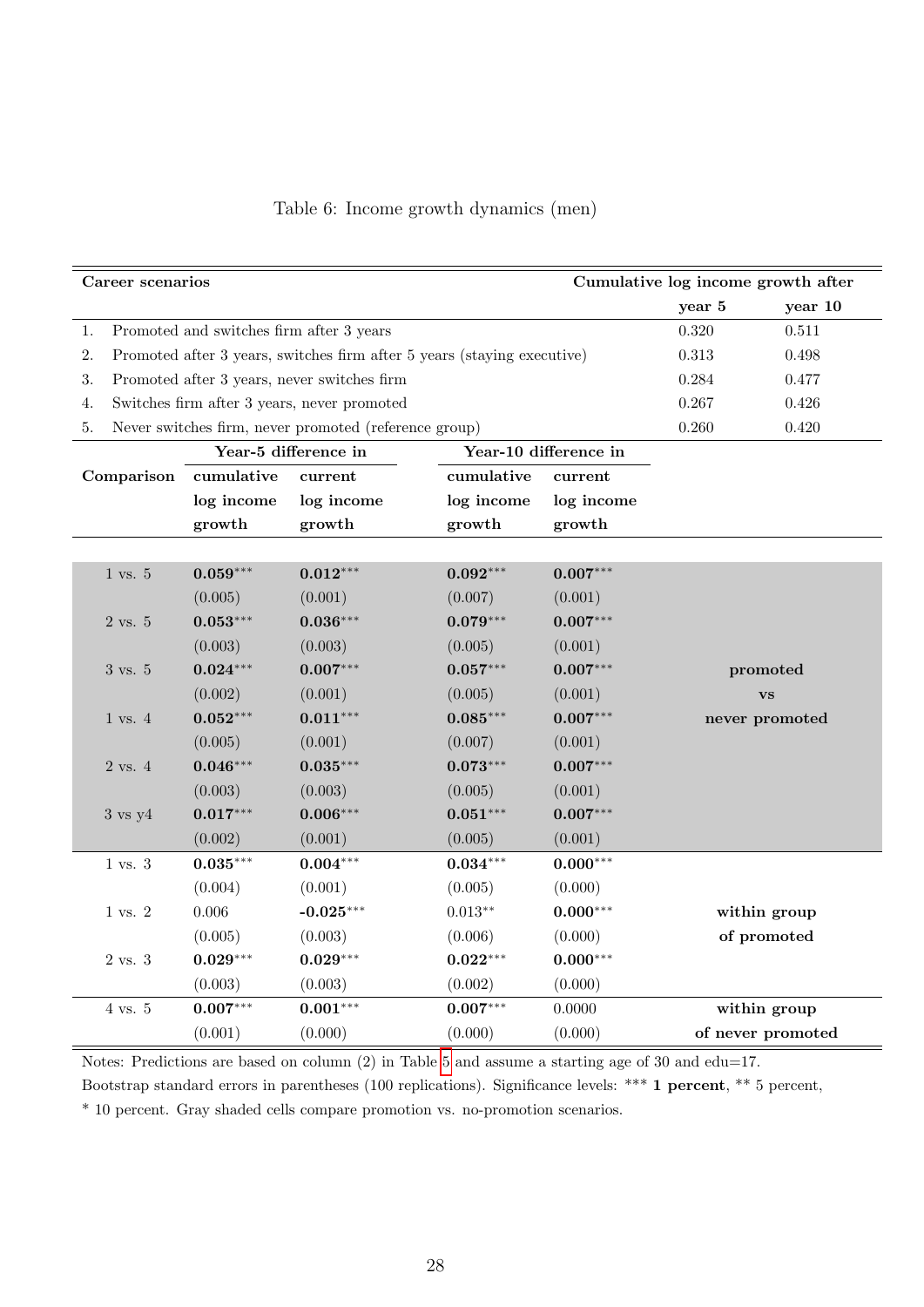Table 6: Income growth dynamics (men)

| Career scenarios | Cumulative log income growth after year 5 | Cumulative log income growth after year 10 |
|---|---|---|
| 1. Promoted and switches firm after 3 years | 0.320 | 0.511 |
| 2. Promoted after 3 years, switches firm after 5 years (staying executive) | 0.313 | 0.498 |
| 3. Promoted after 3 years, never switches firm | 0.284 | 0.477 |
| 4. Switches firm after 3 years, never promoted | 0.267 | 0.426 |
| 5. Never switches firm, never promoted (reference group) | 0.260 | 0.420 |

| Comparison | Year-5 difference in cumulative log income growth | Year-5 difference in current log income growth | Year-10 difference in cumulative log income growth | Year-10 difference in current log income growth | |
|---|---|---|---|---|---|
| 1 vs. 5 | **0.059***** | **0.012***** | **0.092***** | **0.007***** | |
| | (0.005) | (0.001) | (0.007) | (0.001) | |
| 2 vs. 5 | **0.053***** | **0.036***** | **0.079***** | **0.007***** | |
| | (0.003) | (0.003) | (0.005) | (0.001) | |
| 3 vs. 5 | **0.024***** | **0.007***** | **0.057***** | **0.007***** | **promoted** |
| | (0.002) | (0.001) | (0.005) | (0.001) | **vs** |
| 1 vs. 4 | **0.052***** | **0.011***** | **0.085***** | **0.007***** | **never promoted** |
| | (0.005) | (0.001) | (0.007) | (0.001) | |
| 2 vs. 4 | **0.046***** | **0.035***** | **0.073***** | **0.007***** | |
| | (0.003) | (0.003) | (0.005) | (0.001) | |
| 3 vs y4 | **0.017***** | **0.006***** | **0.051***** | **0.007***** | |
| | (0.002) | (0.001) | (0.005) | (0.001) | |
| 1 vs. 3 | **0.035***** | **0.004***** | **0.034***** | **0.000***** | |
| | (0.004) | (0.001) | (0.005) | (0.000) | |
| 1 vs. 2 | 0.006 | **-0.025***** | 0.013** | **0.000***** | **within group** |
| | (0.005) | (0.003) | (0.006) | (0.000) | **of promoted** |
| 2 vs. 3 | **0.029***** | **0.029***** | **0.022***** | **0.000***** | |
| | (0.003) | (0.003) | (0.002) | (0.000) | |
| 4 vs. 5 | **0.007***** | **0.001***** | **0.007***** | 0.0000 | **within group** |
| | (0.001) | (0.000) | (0.000) | (0.000) | **of never promoted** |

Notes: Predictions are based on column (2) in Table 5 and assume a starting age of 30 and edu=17. Bootstrap standard errors in parentheses (100 replications). Significance levels: *** **1 percent**, ** 5 percent, * 10 percent. Gray shaded cells compare promotion vs. no-promotion scenarios.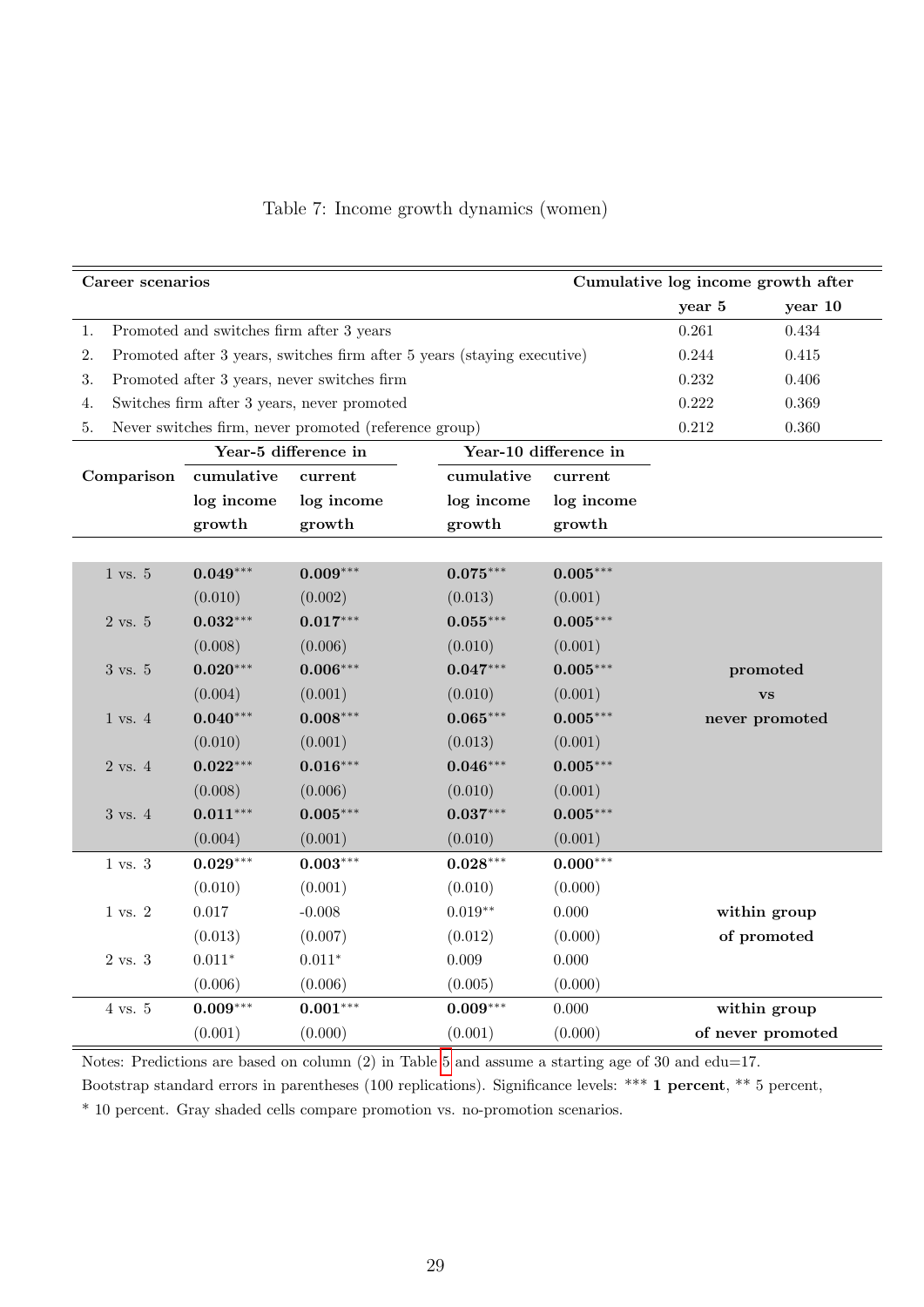Table 7: Income growth dynamics (women)

| Career scenarios | Cumulative log income growth after year 5 | Cumulative log income growth after year 10 |
|---|---|---|
| 1. Promoted and switches firm after 3 years | 0.261 | 0.434 |
| 2. Promoted after 3 years, switches firm after 5 years (staying executive) | 0.244 | 0.415 |
| 3. Promoted after 3 years, never switches firm | 0.232 | 0.406 |
| 4. Switches firm after 3 years, never promoted | 0.222 | 0.369 |
| 5. Never switches firm, never promoted (reference group) | 0.212 | 0.360 |

| Comparison | Year-5 difference in cumulative log income growth | Year-5 difference in current log income growth | Year-10 difference in cumulative log income growth | Year-10 difference in current log income growth | |
|---|---|---|---|---|---|
| 1 vs. 5 | **0.049**$^{***}$ | **0.009**$^{***}$ | **0.075**$^{***}$ | **0.005**$^{***}$ | |
| | (0.010) | (0.002) | (0.013) | (0.001) | |
| 2 vs. 5 | **0.032**$^{***}$ | **0.017**$^{***}$ | **0.055**$^{***}$ | **0.005**$^{***}$ | |
| | (0.008) | (0.006) | (0.010) | (0.001) | |
| 3 vs. 5 | **0.020**$^{***}$ | **0.006**$^{***}$ | **0.047**$^{***}$ | **0.005**$^{***}$ | **promoted** |
| | (0.004) | (0.001) | (0.010) | (0.001) | **vs** |
| 1 vs. 4 | **0.040**$^{***}$ | **0.008**$^{***}$ | **0.065**$^{***}$ | **0.005**$^{***}$ | **never promoted** |
| | (0.010) | (0.001) | (0.013) | (0.001) | |
| 2 vs. 4 | **0.022**$^{***}$ | **0.016**$^{***}$ | **0.046**$^{***}$ | **0.005**$^{***}$ | |
| | (0.008) | (0.006) | (0.010) | (0.001) | |
| 3 vs. 4 | **0.011**$^{***}$ | **0.005**$^{***}$ | **0.037**$^{***}$ | **0.005**$^{***}$ | |
| | (0.004) | (0.001) | (0.010) | (0.001) | |
| 1 vs. 3 | **0.029**$^{***}$ | **0.003**$^{***}$ | **0.028**$^{***}$ | **0.000**$^{***}$ | |
| | (0.010) | (0.001) | (0.010) | (0.000) | |
| 1 vs. 2 | 0.017 | -0.008 | 0.019$^{**}$ | 0.000 | **within group** |
| | (0.013) | (0.007) | (0.012) | (0.000) | **of promoted** |
| 2 vs. 3 | 0.011$^{*}$ | 0.011$^{*}$ | 0.009 | 0.000 | |
| | (0.006) | (0.006) | (0.005) | (0.000) | |
| 4 vs. 5 | **0.009**$^{***}$ | **0.001**$^{***}$ | **0.009**$^{***}$ | 0.000 | **within group** |
| | (0.001) | (0.000) | (0.001) | (0.000) | **of never promoted** |

Notes: Predictions are based on column (2) in Table 5 and assume a starting age of 30 and edu=17. Bootstrap standard errors in parentheses (100 replications). Significance levels: *** **1 percent**, ** 5 percent, * 10 percent. Gray shaded cells compare promotion vs. no-promotion scenarios.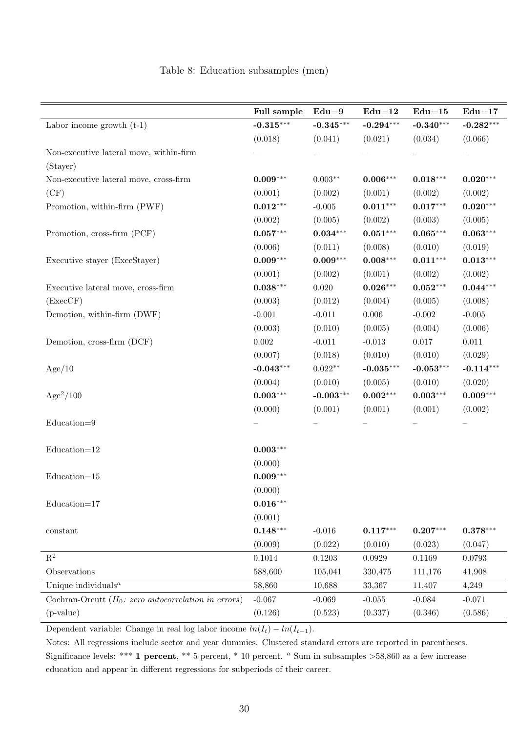Table 8: Education subsamples (men)

| | **Full sample** | **Edu=9** | **Edu=12** | **Edu=15** | **Edu=17** |
|---|---|---|---|---|---|
| Labor income growth (t-1) | **-0.315**\*\*\* | **-0.345**\*\*\* | **-0.294**\*\*\* | **-0.340**\*\*\* | **-0.282**\*\*\* |
| | (0.018) | (0.041) | (0.021) | (0.034) | (0.066) |
| Non-executive lateral move, within-firm (Stayer) | – | – | – | – | – |
| Non-executive lateral move, cross-firm (CF) | **0.009**\*\*\* | 0.003\*\* | **0.006**\*\*\* | **0.018**\*\*\* | **0.020**\*\*\* |
| | (0.001) | (0.002) | (0.001) | (0.002) | (0.002) |
| Promotion, within-firm (PWF) | **0.012**\*\*\* | -0.005 | **0.011**\*\*\* | **0.017**\*\*\* | **0.020**\*\*\* |
| | (0.002) | (0.005) | (0.002) | (0.003) | (0.005) |
| Promotion, cross-firm (PCF) | **0.057**\*\*\* | **0.034**\*\*\* | **0.051**\*\*\* | **0.065**\*\*\* | **0.063**\*\*\* |
| | (0.006) | (0.011) | (0.008) | (0.010) | (0.019) |
| Executive stayer (ExecStayer) | **0.009**\*\*\* | **0.009**\*\*\* | **0.008**\*\*\* | **0.011**\*\*\* | **0.013**\*\*\* |
| | (0.001) | (0.002) | (0.001) | (0.002) | (0.002) |
| Executive lateral move, cross-firm (ExecCF) | **0.038**\*\*\* | 0.020 | **0.026**\*\*\* | **0.052**\*\*\* | **0.044**\*\*\* |
| | (0.003) | (0.012) | (0.004) | (0.005) | (0.008) |
| Demotion, within-firm (DWF) | -0.001 | -0.011 | 0.006 | -0.002 | -0.005 |
| | (0.003) | (0.010) | (0.005) | (0.004) | (0.006) |
| Demotion, cross-firm (DCF) | 0.002 | -0.011 | -0.013 | 0.017 | 0.011 |
| | (0.007) | (0.018) | (0.010) | (0.010) | (0.029) |
| Age/10 | **-0.043**\*\*\* | 0.022\*\* | **-0.035**\*\*\* | **-0.053**\*\*\* | **-0.114**\*\*\* |
| | (0.004) | (0.010) | (0.005) | (0.010) | (0.020) |
| $\text{Age}^2/100$ | **0.003**\*\*\* | **-0.003**\*\*\* | **0.002**\*\*\* | **0.003**\*\*\* | **0.009**\*\*\* |
| | (0.000) | (0.001) | (0.001) | (0.001) | (0.002) |
| Education=9 | – | – | – | – | – |
| Education=12 | **0.003**\*\*\* | | | | |
| | (0.000) | | | | |
| Education=15 | **0.009**\*\*\* | | | | |
| | (0.000) | | | | |
| Education=17 | **0.016**\*\*\* | | | | |
| | (0.001) | | | | |
| constant | **0.148**\*\*\* | -0.016 | **0.117**\*\*\* | **0.207**\*\*\* | **0.378**\*\*\* |
| | (0.009) | (0.022) | (0.010) | (0.023) | (0.047) |
| $R^2$ | 0.1014 | 0.1203 | 0.0929 | 0.1169 | 0.0793 |
| Observations | 588,600 | 105,041 | 330,475 | 111,176 | 41,908 |
| Unique individuals[a] | 58,860 | 10,688 | 33,367 | 11,407 | 4,249 |
| Cochran-Orcutt ($H_0$: *zero autocorrelation in errors*) | -0.067 | -0.069 | -0.055 | -0.084 | -0.071 |
| (p-value) | (0.126) | (0.523) | (0.337) | (0.346) | (0.586) |

Dependent variable: Change in real log labor income $ln(I_t) - ln(I_{t-1})$.

Notes: All regressions include sector and year dummies. Clustered standard errors are reported in parentheses. Significance levels: \*\*\* **1 percent**, \*\* 5 percent, \* 10 percent. [a] Sum in subsamples >58,860 as a few increase education and appear in different regressions for subperiods of their career.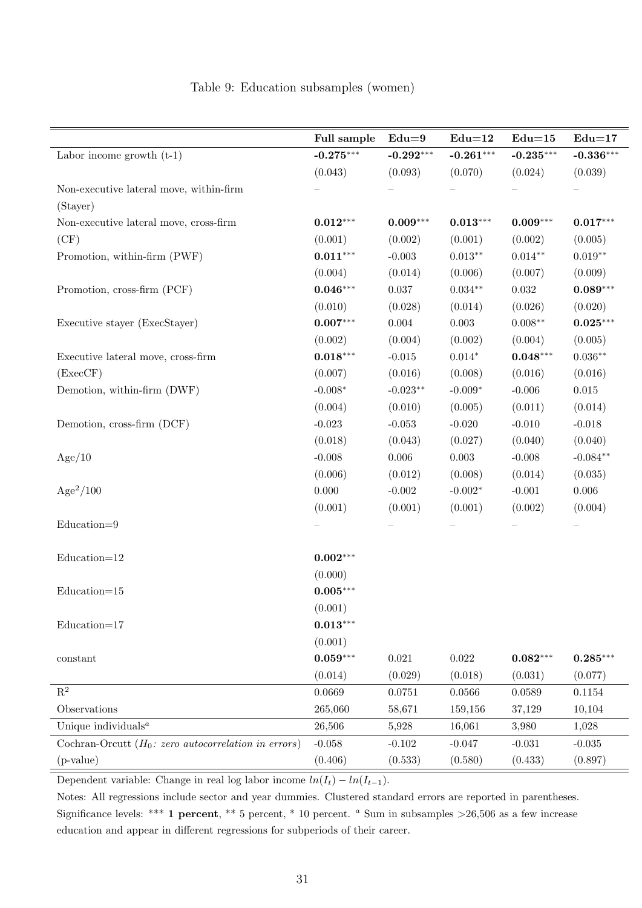Table 9: Education subsamples (women)

| | Full sample | Edu=9 | Edu=12 | Edu=15 | Edu=17 |
|---|---|---|---|---|---|
| Labor income growth (t-1) | **-0.275**\*\*\* | **-0.292**\*\*\* | **-0.261**\*\*\* | **-0.235**\*\*\* | **-0.336**\*\*\* |
| | (0.043) | (0.093) | (0.070) | (0.024) | (0.039) |
| Non-executive lateral move, within-firm (Stayer) | – | – | – | – | – |
| Non-executive lateral move, cross-firm (CF) | **0.012**\*\*\* | **0.009**\*\*\* | **0.013**\*\*\* | **0.009**\*\*\* | **0.017**\*\*\* |
| | (0.001) | (0.002) | (0.001) | (0.002) | (0.005) |
| Promotion, within-firm (PWF) | **0.011**\*\*\* | -0.003 | 0.013\*\* | 0.014\*\* | 0.019\*\* |
| | (0.004) | (0.014) | (0.006) | (0.007) | (0.009) |
| Promotion, cross-firm (PCF) | **0.046**\*\*\* | 0.037 | 0.034\*\* | 0.032 | **0.089**\*\*\* |
| | (0.010) | (0.028) | (0.014) | (0.026) | (0.020) |
| Executive stayer (ExecStayer) | **0.007**\*\*\* | 0.004 | 0.003 | 0.008\*\* | **0.025**\*\*\* |
| | (0.002) | (0.004) | (0.002) | (0.004) | (0.005) |
| Executive lateral move, cross-firm (ExecCF) | **0.018**\*\*\* | -0.015 | 0.014\* | **0.048**\*\*\* | 0.036\*\* |
| | (0.007) | (0.016) | (0.008) | (0.016) | (0.016) |
| Demotion, within-firm (DWF) | -0.008\* | -0.023\*\* | -0.009\* | -0.006 | 0.015 |
| | (0.004) | (0.010) | (0.005) | (0.011) | (0.014) |
| Demotion, cross-firm (DCF) | -0.023 | -0.053 | -0.020 | -0.010 | -0.018 |
| | (0.018) | (0.043) | (0.027) | (0.040) | (0.040) |
| Age/10 | -0.008 | 0.006 | 0.003 | -0.008 | -0.084\*\* |
| | (0.006) | (0.012) | (0.008) | (0.014) | (0.035) |
| $\text{Age}^2/100$ | 0.000 | -0.002 | -0.002\* | -0.001 | 0.006 |
| | (0.001) | (0.001) | (0.001) | (0.002) | (0.004) |
| Education=9 | – | – | – | – | – |
| Education=12 | **0.002**\*\*\* | | | | |
| | (0.000) | | | | |
| Education=15 | **0.005**\*\*\* | | | | |
| | (0.001) | | | | |
| Education=17 | **0.013**\*\*\* | | | | |
| | (0.001) | | | | |
| constant | **0.059**\*\*\* | 0.021 | 0.022 | **0.082**\*\*\* | **0.285**\*\*\* |
| | (0.014) | (0.029) | (0.018) | (0.031) | (0.077) |
| $R^2$ | 0.0669 | 0.0751 | 0.0566 | 0.0589 | 0.1154 |
| Observations | 265,060 | 58,671 | 159,156 | 37,129 | 10,104 |
| Unique individuals[a] | 26,506 | 5,928 | 16,061 | 3,980 | 1,028 |
| Cochran-Orcutt (*$H_0$: zero autocorrelation in errors*) | -0.058 | -0.102 | -0.047 | -0.031 | -0.035 |
| (p-value) | (0.406) | (0.533) | (0.580) | (0.433) | (0.897) |

Dependent variable: Change in real log labor income $ln(I_t) - ln(I_{t-1})$.

Notes: All regressions include sector and year dummies. Clustered standard errors are reported in parentheses. Significance levels: \*\*\* **1 percent**, \*\* 5 percent, \* 10 percent. [a] Sum in subsamples >26,506 as a few increase education and appear in different regressions for subperiods of their career.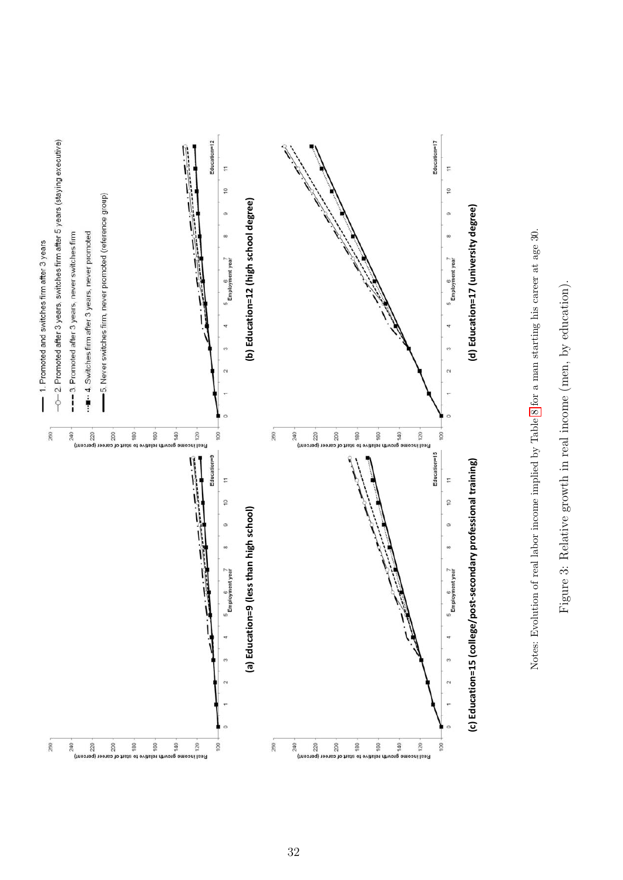Notes: Evolution of real labor income implied by Table 8 for a man starting his career at age 30.

Figure 3: Relative growth in real income (men, by education).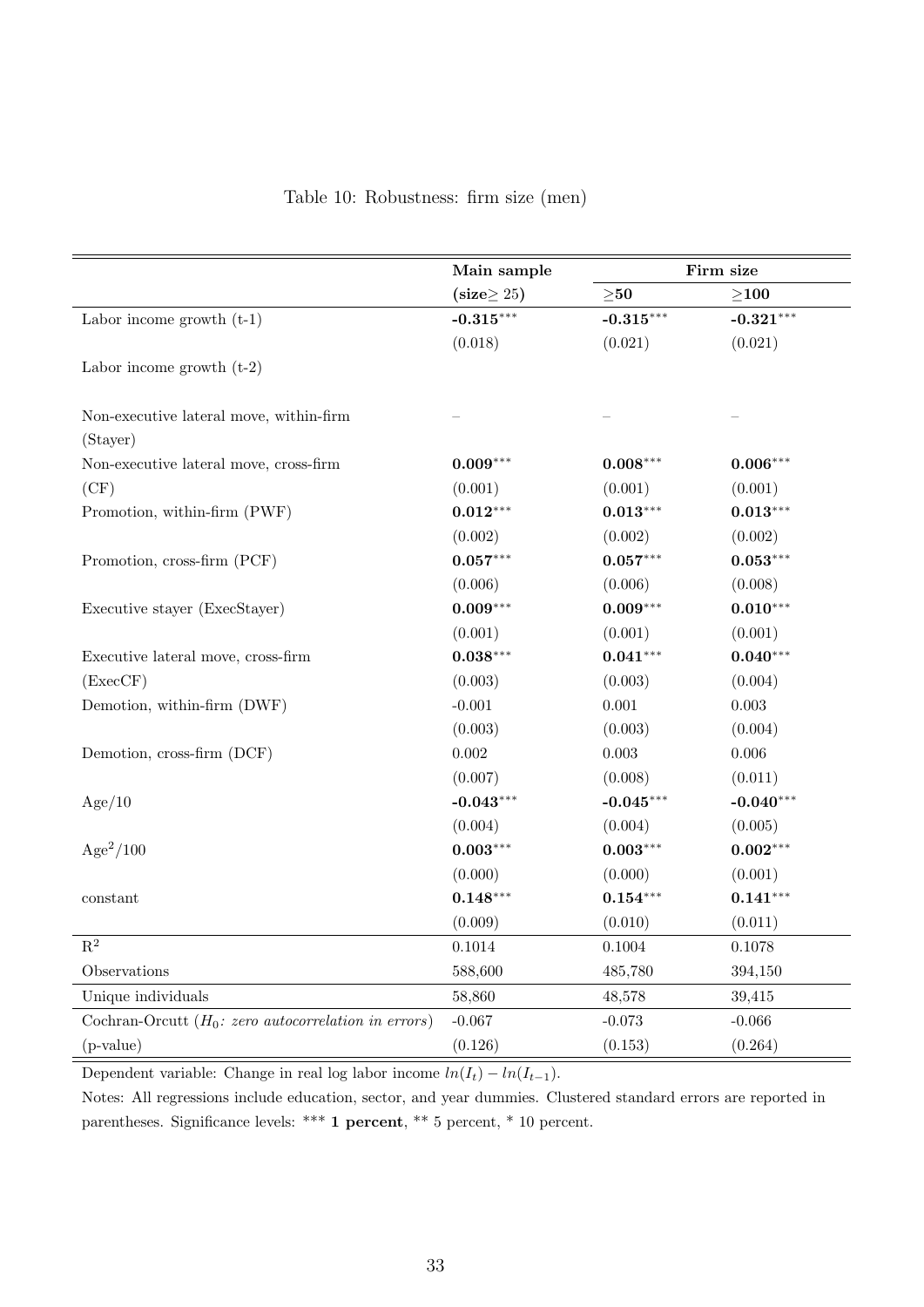Table 10: Robustness: firm size (men)

| | **Main sample** | **Firm size** | |
|---|---|---|---|
| | **(size$\geq$ 25)** | $\geq$**50** | $\geq$**100** |
| Labor income growth (t-1) | **-0.315**$^{***}$ | **-0.315**$^{***}$ | **-0.321**$^{***}$ |
| | (0.018) | (0.021) | (0.021) |
| Labor income growth (t-2) | | | |
| | | | |
| Non-executive lateral move, within-firm | – | – | – |
| (Stayer) | | | |
| Non-executive lateral move, cross-firm | **0.009**$^{***}$ | **0.008**$^{***}$ | **0.006**$^{***}$ |
| (CF) | (0.001) | (0.001) | (0.001) |
| Promotion, within-firm (PWF) | **0.012**$^{***}$ | **0.013**$^{***}$ | **0.013**$^{***}$ |
| | (0.002) | (0.002) | (0.002) |
| Promotion, cross-firm (PCF) | **0.057**$^{***}$ | **0.057**$^{***}$ | **0.053**$^{***}$ |
| | (0.006) | (0.006) | (0.008) |
| Executive stayer (ExecStayer) | **0.009**$^{***}$ | **0.009**$^{***}$ | **0.010**$^{***}$ |
| | (0.001) | (0.001) | (0.001) |
| Executive lateral move, cross-firm | **0.038**$^{***}$ | **0.041**$^{***}$ | **0.040**$^{***}$ |
| (ExecCF) | (0.003) | (0.003) | (0.004) |
| Demotion, within-firm (DWF) | -0.001 | 0.001 | 0.003 |
| | (0.003) | (0.003) | (0.004) |
| Demotion, cross-firm (DCF) | 0.002 | 0.003 | 0.006 |
| | (0.007) | (0.008) | (0.011) |
| Age/10 | **-0.043**$^{***}$ | **-0.045**$^{***}$ | **-0.040**$^{***}$ |
| | (0.004) | (0.004) | (0.005) |
| $\text{Age}^2/100$ | **0.003**$^{***}$ | **0.003**$^{***}$ | **0.002**$^{***}$ |
| | (0.000) | (0.000) | (0.001) |
| constant | **0.148**$^{***}$ | **0.154**$^{***}$ | **0.141**$^{***}$ |
| | (0.009) | (0.010) | (0.011) |
| $R^2$ | 0.1014 | 0.1004 | 0.1078 |
| Observations | 588,600 | 485,780 | 394,150 |
| Unique individuals | 58,860 | 48,578 | 39,415 |
| Cochran-Orcutt ($H_0$: *zero autocorrelation in errors*) | -0.067 | -0.073 | -0.066 |
| (p-value) | (0.126) | (0.153) | (0.264) |

Dependent variable: Change in real log labor income $ln(I_t) - ln(I_{t-1})$.

Notes: All regressions include education, sector, and year dummies. Clustered standard errors are reported in parentheses. Significance levels: *** **1 percent**, ** 5 percent, * 10 percent.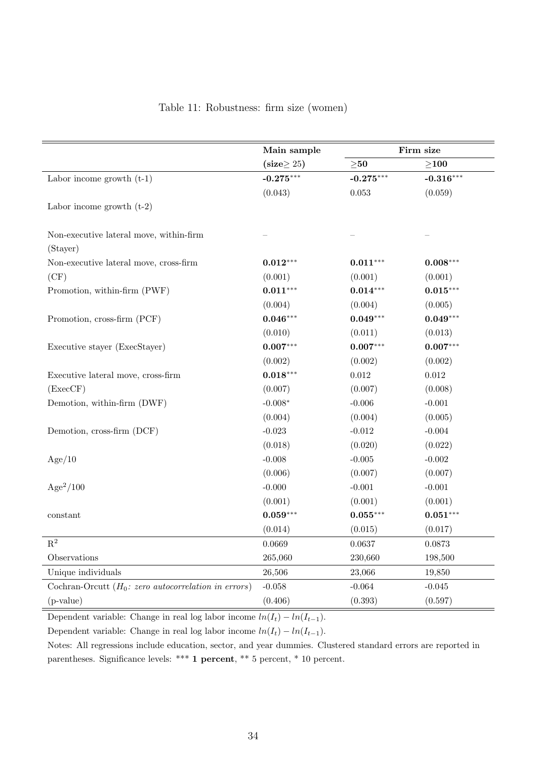Table 11: Robustness: firm size (women)

| | Main sample | Firm size | |
|---|---|---|---|
| | (size≥ 25) | ≥50 | ≥100 |
| Labor income growth (t-1) | **-0.275**\*\*\* | **-0.275**\*\*\* | **-0.316**\*\*\* |
| | (0.043) | 0.053 | (0.059) |
| Labor income growth (t-2) | | | |
| | | | |
| Non-executive lateral move, within-firm (Stayer) | – | – | – |
| Non-executive lateral move, cross-firm (CF) | **0.012**\*\*\* | **0.011**\*\*\* | **0.008**\*\*\* |
| | (0.001) | (0.001) | (0.001) |
| Promotion, within-firm (PWF) | **0.011**\*\*\* | **0.014**\*\*\* | **0.015**\*\*\* |
| | (0.004) | (0.004) | (0.005) |
| Promotion, cross-firm (PCF) | **0.046**\*\*\* | **0.049**\*\*\* | **0.049**\*\*\* |
| | (0.010) | (0.011) | (0.013) |
| Executive stayer (ExecStayer) | **0.007**\*\*\* | **0.007**\*\*\* | **0.007**\*\*\* |
| | (0.002) | (0.002) | (0.002) |
| Executive lateral move, cross-firm (ExecCF) | **0.018**\*\*\* | 0.012 | 0.012 |
| | (0.007) | (0.007) | (0.008) |
| Demotion, within-firm (DWF) | -0.008\* | -0.006 | -0.001 |
| | (0.004) | (0.004) | (0.005) |
| Demotion, cross-firm (DCF) | -0.023 | -0.012 | -0.004 |
| | (0.018) | (0.020) | (0.022) |
| Age/10 | -0.008 | -0.005 | -0.002 |
| | (0.006) | (0.007) | (0.007) |
| $\text{Age}^2/100$ | -0.000 | -0.001 | -0.001 |
| | (0.001) | (0.001) | (0.001) |
| constant | **0.059**\*\*\* | **0.055**\*\*\* | **0.051**\*\*\* |
| | (0.014) | (0.015) | (0.017) |
| $R^2$ | 0.0669 | 0.0637 | 0.0873 |
| Observations | 265,060 | 230,660 | 198,500 |
| Unique individuals | 26,506 | 23,066 | 19,850 |
| Cochran-Orcutt ($H_0$: *zero autocorrelation in errors*) | -0.058 | -0.064 | -0.045 |
| (p-value) | (0.406) | (0.393) | (0.597) |

Dependent variable: Change in real log labor income $ln(I_t) - ln(I_{t-1})$.

Dependent variable: Change in real log labor income $ln(I_t) - ln(I_{t-1})$.

Notes: All regressions include education, sector, and year dummies. Clustered standard errors are reported in parentheses. Significance levels: \*\*\* **1 percent**, \*\* 5 percent, \* 10 percent.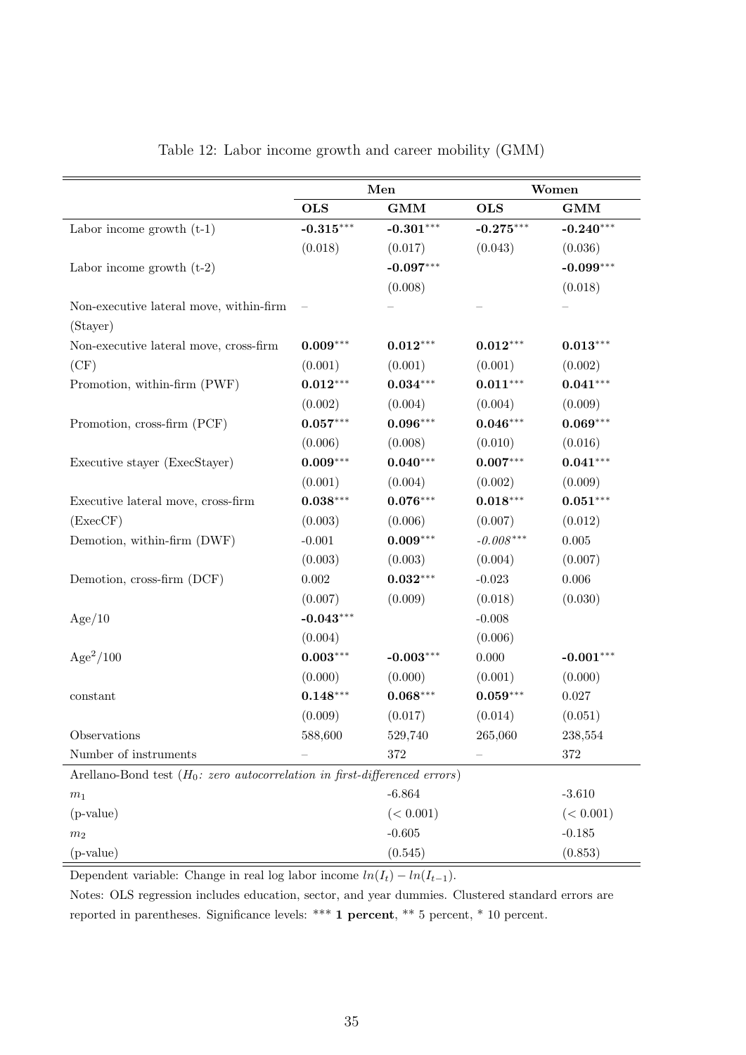Table 12: Labor income growth and career mobility (GMM)

| | Men | | Women | |
|---|---|---|---|---|
| | **OLS** | **GMM** | **OLS** | **GMM** |
| Labor income growth (t-1) | **-0.315*** | **-0.301*** | **-0.275*** | **-0.240*** |
| | (0.018) | (0.017) | (0.043) | (0.036) |
| Labor income growth (t-2) | | **-0.097*** | | **-0.099*** |
| | | (0.008) | | (0.018) |
| Non-executive lateral move, within-firm (Stayer) | – | – | – | – |
| Non-executive lateral move, cross-firm (CF) | **0.009*** | **0.012*** | **0.012*** | **0.013*** |
| | (0.001) | (0.001) | (0.001) | (0.002) |
| Promotion, within-firm (PWF) | **0.012*** | **0.034*** | **0.011*** | **0.041*** |
| | (0.002) | (0.004) | (0.004) | (0.009) |
| Promotion, cross-firm (PCF) | **0.057*** | **0.096*** | **0.046*** | **0.069*** |
| | (0.006) | (0.008) | (0.010) | (0.016) |
| Executive stayer (ExecStayer) | **0.009*** | **0.040*** | **0.007*** | **0.041*** |
| | (0.001) | (0.004) | (0.002) | (0.009) |
| Executive lateral move, cross-firm (ExecCF) | **0.038*** | **0.076*** | **0.018*** | **0.051*** |
| | (0.003) | (0.006) | (0.007) | (0.012) |
| Demotion, within-firm (DWF) | -0.001 | **0.009*** | *-0.008**** | 0.005 |
| | (0.003) | (0.003) | (0.004) | (0.007) |
| Demotion, cross-firm (DCF) | 0.002 | **0.032*** | -0.023 | 0.006 |
| | (0.007) | (0.009) | (0.018) | (0.030) |
| Age/10 | **-0.043*** | | -0.008 | |
| | (0.004) | | (0.006) | |
| $\text{Age}^2/100$ | **0.003*** | **-0.003*** | 0.000 | **-0.001*** |
| | (0.000) | (0.000) | (0.001) | (0.000) |
| constant | **0.148*** | **0.068*** | **0.059*** | 0.027 |
| | (0.009) | (0.017) | (0.014) | (0.051) |
| Observations | 588,600 | 529,740 | 265,060 | 238,554 |
| Number of instruments | – | 372 | – | 372 |
| Arellano-Bond test ($H_0$: *zero autocorrelation in first-differenced errors*) | | | | |
| $m_1$ | | -6.864 | | -3.610 |
| (p-value) | | ($< 0.001$) | | ($< 0.001$) |
| $m_2$ | | -0.605 | | -0.185 |
| (p-value) | | (0.545) | | (0.853) |

Dependent variable: Change in real log labor income $ln(I_t) - ln(I_{t-1})$.

Notes: OLS regression includes education, sector, and year dummies. Clustered standard errors are reported in parentheses. Significance levels: *** **1 percent**, ** 5 percent, * 10 percent.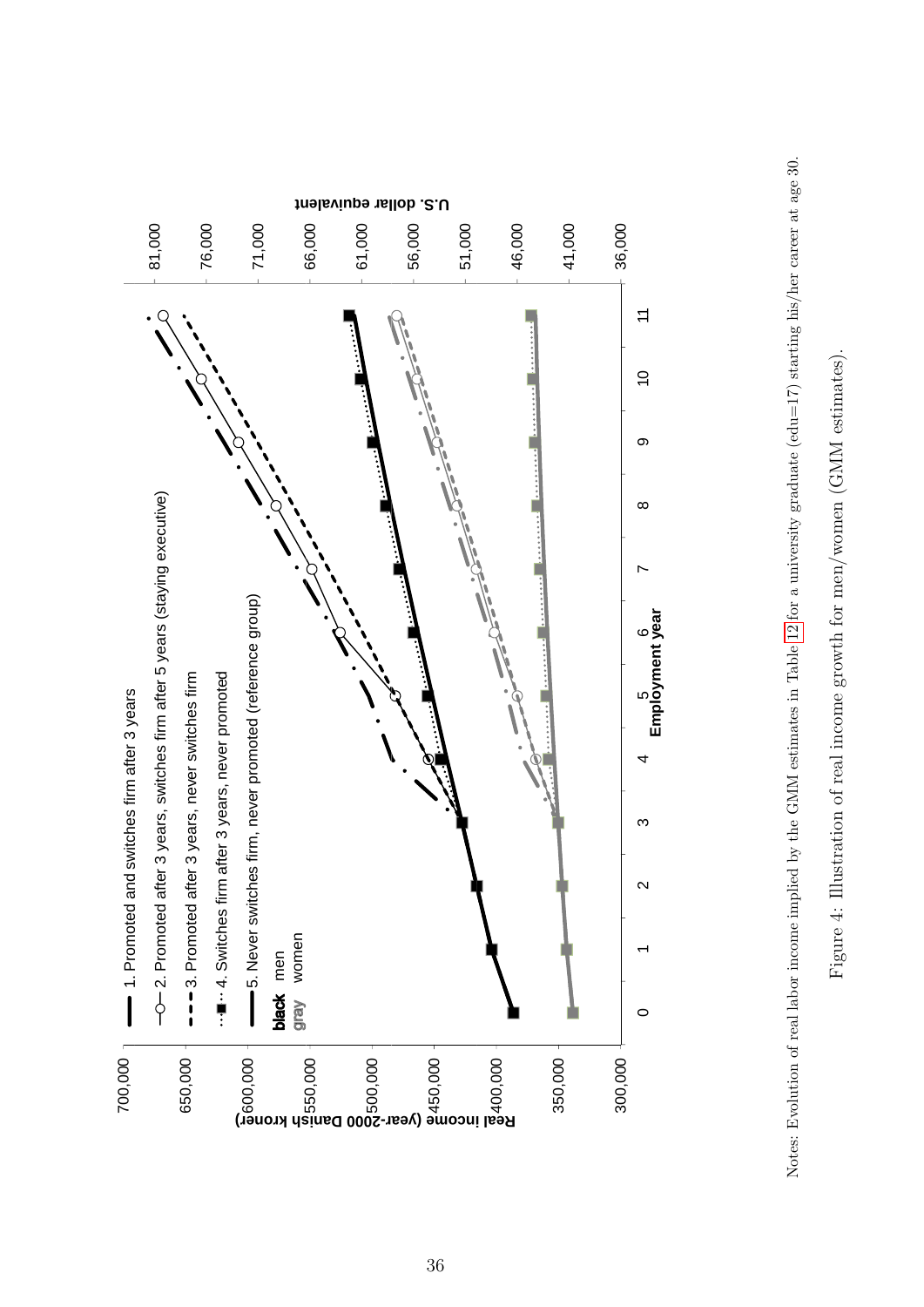1. Promoted and switches firm after 3 years
2. Promoted after 3 years, switches firm after 5 years (staying executive)
3. Promoted after 3 years, never switches firm
4. Switches firm after 3 years, never promoted
5. Never switches firm, never promoted (reference group)

black men
gray women

Real income (year-2000 Danish kroner)

700,000
650,000
600,000
550,000
500,000
450,000
400,000
350,000
300,000

U.S. dollar equivalent

81,000
76,000
71,000
66,000
61,000
56,000
51,000
46,000
41,000
36,000

Employment year

0 1 2 3 4 5 6 7 8 9 10 11

Notes: Evolution of real labor income implied by the GMM estimates in Table 12 for a university graduate (edu=17) starting his/her career at age 30.

Figure 4: Illustration of real income growth for men/women (GMM estimates).